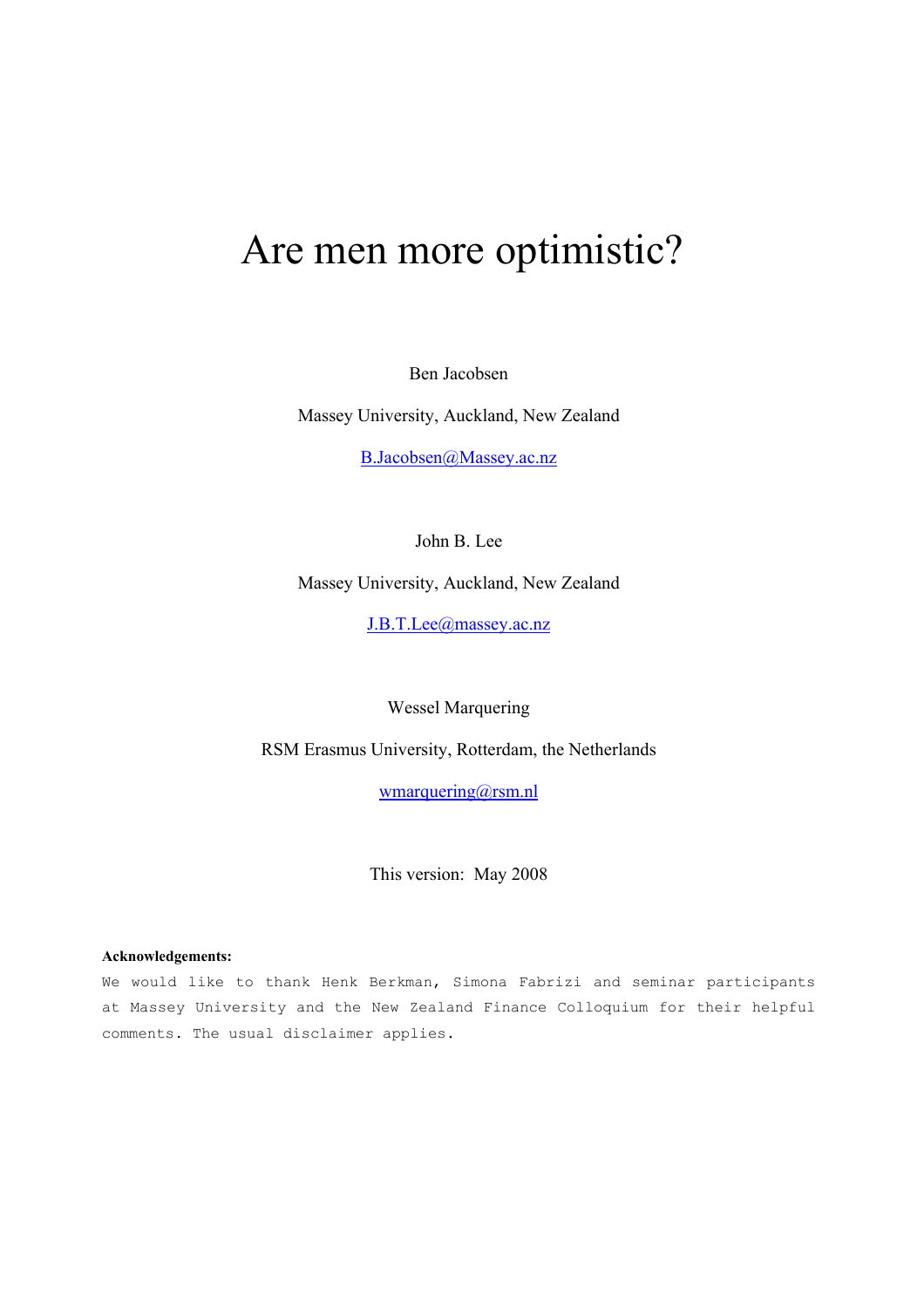# Are men more optimistic?

Ben Jacobsen

Massey University, Auckland, New Zealand

B.Jacobsen@Massey.ac.nz

John B. Lee

Massey University, Auckland, New Zealand

J.B.T.Lee@massey.ac.nz

Wessel Marquering

RSM Erasmus University, Rotterdam, the Netherlands

wmarquering@rsm.nl

This version: May 2008

**Acknowledgements:**

We would like to thank Henk Berkman, Simona Fabrizi and seminar participants at Massey University and the New Zealand Finance Colloquium for their helpful comments. The usual disclaimer applies.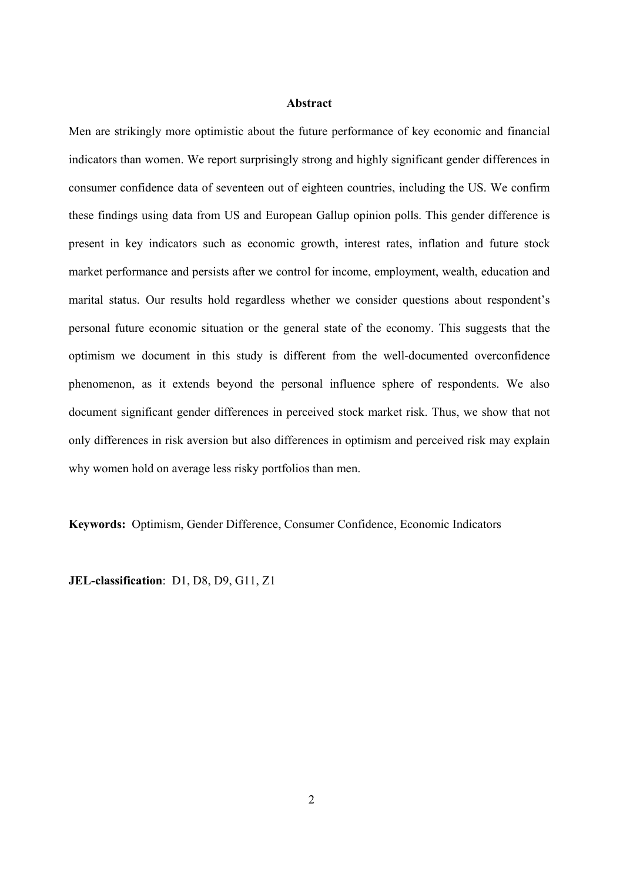## Abstract

Men are strikingly more optimistic about the future performance of key economic and financial indicators than women. We report surprisingly strong and highly significant gender differences in consumer confidence data of seventeen out of eighteen countries, including the US. We confirm these findings using data from US and European Gallup opinion polls. This gender difference is present in key indicators such as economic growth, interest rates, inflation and future stock market performance and persists after we control for income, employment, wealth, education and marital status. Our results hold regardless whether we consider questions about respondent's personal future economic situation or the general state of the economy. This suggests that the optimism we document in this study is different from the well-documented overconfidence phenomenon, as it extends beyond the personal influence sphere of respondents. We also document significant gender differences in perceived stock market risk. Thus, we show that not only differences in risk aversion but also differences in optimism and perceived risk may explain why women hold on average less risky portfolios than men.

**Keywords:** Optimism, Gender Difference, Consumer Confidence, Economic Indicators

**JEL-classification**: D1, D8, D9, G11, Z1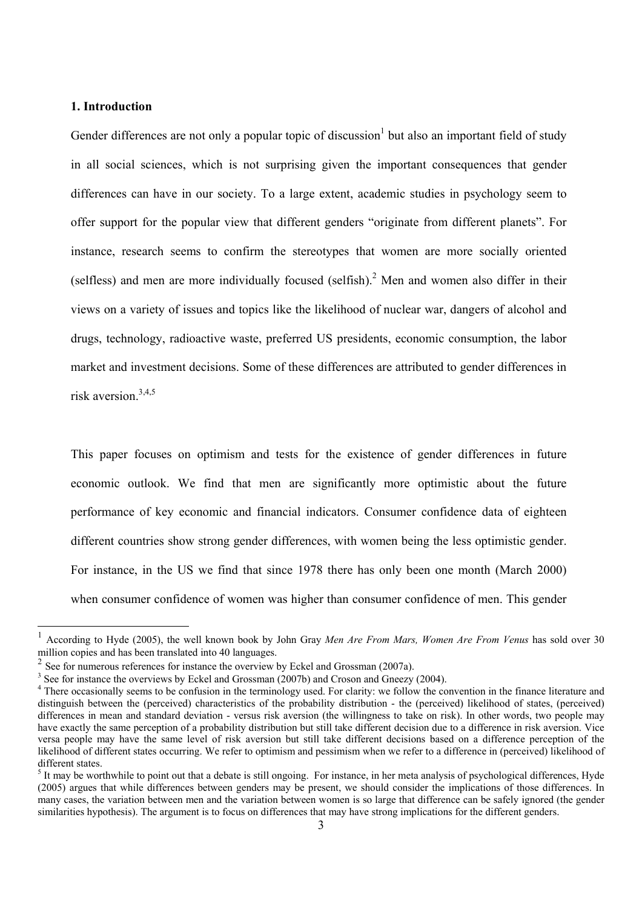## 1. Introduction

Gender differences are not only a popular topic of discussion[1] but also an important field of study in all social sciences, which is not surprising given the important consequences that gender differences can have in our society. To a large extent, academic studies in psychology seem to offer support for the popular view that different genders "originate from different planets". For instance, research seems to confirm the stereotypes that women are more socially oriented (selfless) and men are more individually focused (selfish).[2] Men and women also differ in their views on a variety of issues and topics like the likelihood of nuclear war, dangers of alcohol and drugs, technology, radioactive waste, preferred US presidents, economic consumption, the labor market and investment decisions. Some of these differences are attributed to gender differences in risk aversion.[3,4,5]

This paper focuses on optimism and tests for the existence of gender differences in future economic outlook. We find that men are significantly more optimistic about the future performance of key economic and financial indicators. Consumer confidence data of eighteen different countries show strong gender differences, with women being the less optimistic gender. For instance, in the US we find that since 1978 there has only been one month (March 2000) when consumer confidence of women was higher than consumer confidence of men. This gender

[1] According to Hyde (2005), the well known book by John Gray *Men Are From Mars, Women Are From Venus* has sold over 30 million copies and has been translated into 40 languages.

[2] See for numerous references for instance the overview by Eckel and Grossman (2007a).

[3] See for instance the overviews by Eckel and Grossman (2007b) and Croson and Gneezy (2004).

[4] There occasionally seems to be confusion in the terminology used. For clarity: we follow the convention in the finance literature and distinguish between the (perceived) characteristics of the probability distribution - the (perceived) likelihood of states, (perceived) differences in mean and standard deviation - versus risk aversion (the willingness to take on risk). In other words, two people may have exactly the same perception of a probability distribution but still take different decision due to a difference in risk aversion. Vice versa people may have the same level of risk aversion but still take different decisions based on a difference perception of the likelihood of different states occurring. We refer to optimism and pessimism when we refer to a difference in (perceived) likelihood of different states.

[5] It may be worthwhile to point out that a debate is still ongoing. For instance, in her meta analysis of psychological differences, Hyde (2005) argues that while differences between genders may be present, we should consider the implications of those differences. In many cases, the variation between men and the variation between women is so large that difference can be safely ignored (the gender similarities hypothesis). The argument is to focus on differences that may have strong implications for the different genders.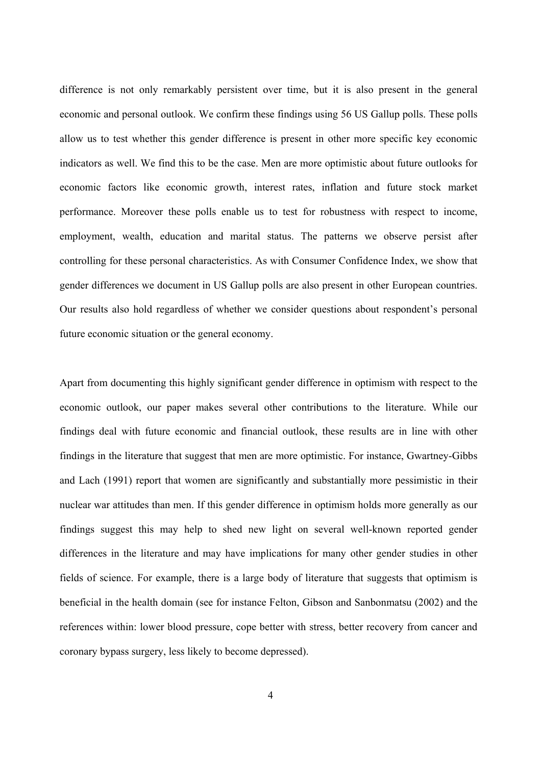difference is not only remarkably persistent over time, but it is also present in the general economic and personal outlook. We confirm these findings using 56 US Gallup polls. These polls allow us to test whether this gender difference is present in other more specific key economic indicators as well. We find this to be the case. Men are more optimistic about future outlooks for economic factors like economic growth, interest rates, inflation and future stock market performance. Moreover these polls enable us to test for robustness with respect to income, employment, wealth, education and marital status. The patterns we observe persist after controlling for these personal characteristics. As with Consumer Confidence Index, we show that gender differences we document in US Gallup polls are also present in other European countries. Our results also hold regardless of whether we consider questions about respondent's personal future economic situation or the general economy.

Apart from documenting this highly significant gender difference in optimism with respect to the economic outlook, our paper makes several other contributions to the literature. While our findings deal with future economic and financial outlook, these results are in line with other findings in the literature that suggest that men are more optimistic. For instance, Gwartney-Gibbs and Lach (1991) report that women are significantly and substantially more pessimistic in their nuclear war attitudes than men. If this gender difference in optimism holds more generally as our findings suggest this may help to shed new light on several well-known reported gender differences in the literature and may have implications for many other gender studies in other fields of science. For example, there is a large body of literature that suggests that optimism is beneficial in the health domain (see for instance Felton, Gibson and Sanbonmatsu (2002) and the references within: lower blood pressure, cope better with stress, better recovery from cancer and coronary bypass surgery, less likely to become depressed).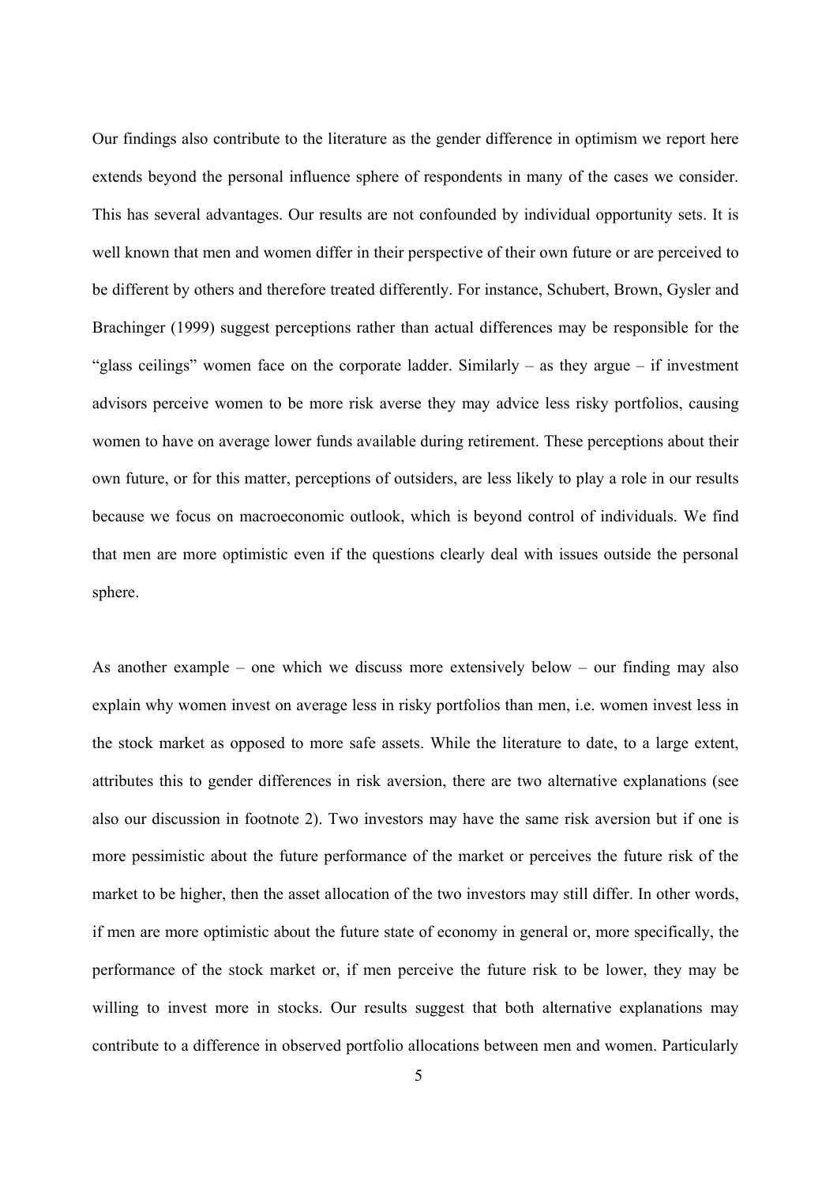Our findings also contribute to the literature as the gender difference in optimism we report here extends beyond the personal influence sphere of respondents in many of the cases we consider. This has several advantages. Our results are not confounded by individual opportunity sets. It is well known that men and women differ in their perspective of their own future or are perceived to be different by others and therefore treated differently. For instance, Schubert, Brown, Gysler and Brachinger (1999) suggest perceptions rather than actual differences may be responsible for the "glass ceilings" women face on the corporate ladder. Similarly – as they argue – if investment advisors perceive women to be more risk averse they may advice less risky portfolios, causing women to have on average lower funds available during retirement. These perceptions about their own future, or for this matter, perceptions of outsiders, are less likely to play a role in our results because we focus on macroeconomic outlook, which is beyond control of individuals. We find that men are more optimistic even if the questions clearly deal with issues outside the personal sphere.

As another example – one which we discuss more extensively below – our finding may also explain why women invest on average less in risky portfolios than men, i.e. women invest less in the stock market as opposed to more safe assets. While the literature to date, to a large extent, attributes this to gender differences in risk aversion, there are two alternative explanations (see also our discussion in footnote 2). Two investors may have the same risk aversion but if one is more pessimistic about the future performance of the market or perceives the future risk of the market to be higher, then the asset allocation of the two investors may still differ. In other words, if men are more optimistic about the future state of economy in general or, more specifically, the performance of the stock market or, if men perceive the future risk to be lower, they may be willing to invest more in stocks. Our results suggest that both alternative explanations may contribute to a difference in observed portfolio allocations between men and women. Particularly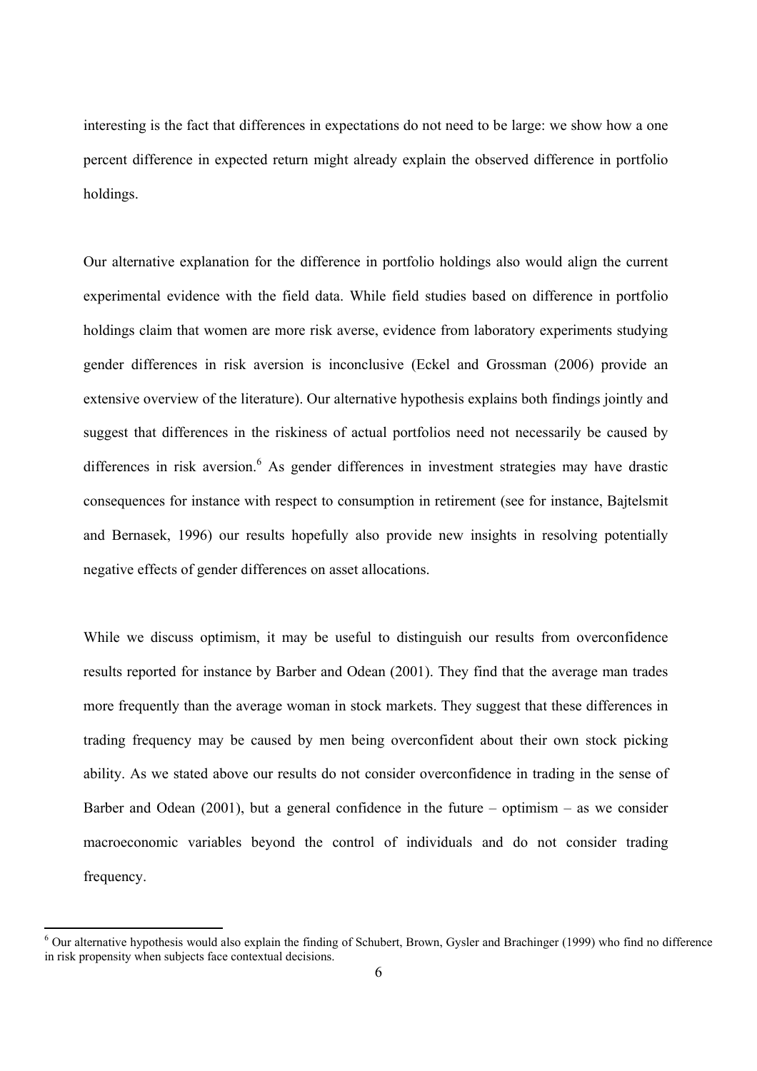interesting is the fact that differences in expectations do not need to be large: we show how a one percent difference in expected return might already explain the observed difference in portfolio holdings.

Our alternative explanation for the difference in portfolio holdings also would align the current experimental evidence with the field data. While field studies based on difference in portfolio holdings claim that women are more risk averse, evidence from laboratory experiments studying gender differences in risk aversion is inconclusive (Eckel and Grossman (2006) provide an extensive overview of the literature). Our alternative hypothesis explains both findings jointly and suggest that differences in the riskiness of actual portfolios need not necessarily be caused by differences in risk aversion.[6] As gender differences in investment strategies may have drastic consequences for instance with respect to consumption in retirement (see for instance, Bajtelsmit and Bernasek, 1996) our results hopefully also provide new insights in resolving potentially negative effects of gender differences on asset allocations.

While we discuss optimism, it may be useful to distinguish our results from overconfidence results reported for instance by Barber and Odean (2001). They find that the average man trades more frequently than the average woman in stock markets. They suggest that these differences in trading frequency may be caused by men being overconfident about their own stock picking ability. As we stated above our results do not consider overconfidence in trading in the sense of Barber and Odean (2001), but a general confidence in the future – optimism – as we consider macroeconomic variables beyond the control of individuals and do not consider trading frequency.

[6] Our alternative hypothesis would also explain the finding of Schubert, Brown, Gysler and Brachinger (1999) who find no difference in risk propensity when subjects face contextual decisions.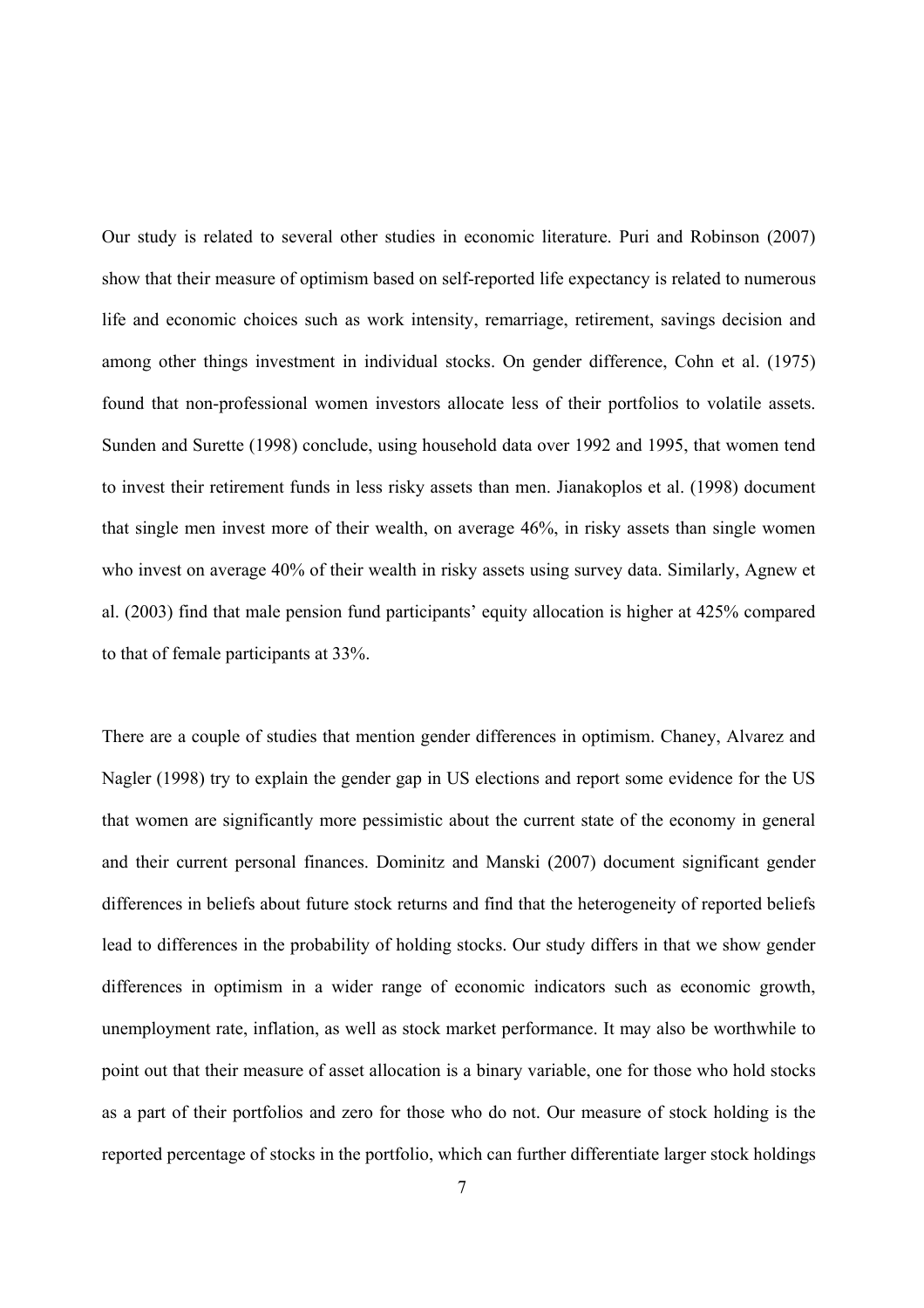Our study is related to several other studies in economic literature. Puri and Robinson (2007) show that their measure of optimism based on self-reported life expectancy is related to numerous life and economic choices such as work intensity, remarriage, retirement, savings decision and among other things investment in individual stocks. On gender difference, Cohn et al. (1975) found that non-professional women investors allocate less of their portfolios to volatile assets. Sunden and Surette (1998) conclude, using household data over 1992 and 1995, that women tend to invest their retirement funds in less risky assets than men. Jianakoplos et al. (1998) document that single men invest more of their wealth, on average 46%, in risky assets than single women who invest on average 40% of their wealth in risky assets using survey data. Similarly, Agnew et al. (2003) find that male pension fund participants' equity allocation is higher at 425% compared to that of female participants at 33%.

There are a couple of studies that mention gender differences in optimism. Chaney, Alvarez and Nagler (1998) try to explain the gender gap in US elections and report some evidence for the US that women are significantly more pessimistic about the current state of the economy in general and their current personal finances. Dominitz and Manski (2007) document significant gender differences in beliefs about future stock returns and find that the heterogeneity of reported beliefs lead to differences in the probability of holding stocks. Our study differs in that we show gender differences in optimism in a wider range of economic indicators such as economic growth, unemployment rate, inflation, as well as stock market performance. It may also be worthwhile to point out that their measure of asset allocation is a binary variable, one for those who hold stocks as a part of their portfolios and zero for those who do not. Our measure of stock holding is the reported percentage of stocks in the portfolio, which can further differentiate larger stock holdings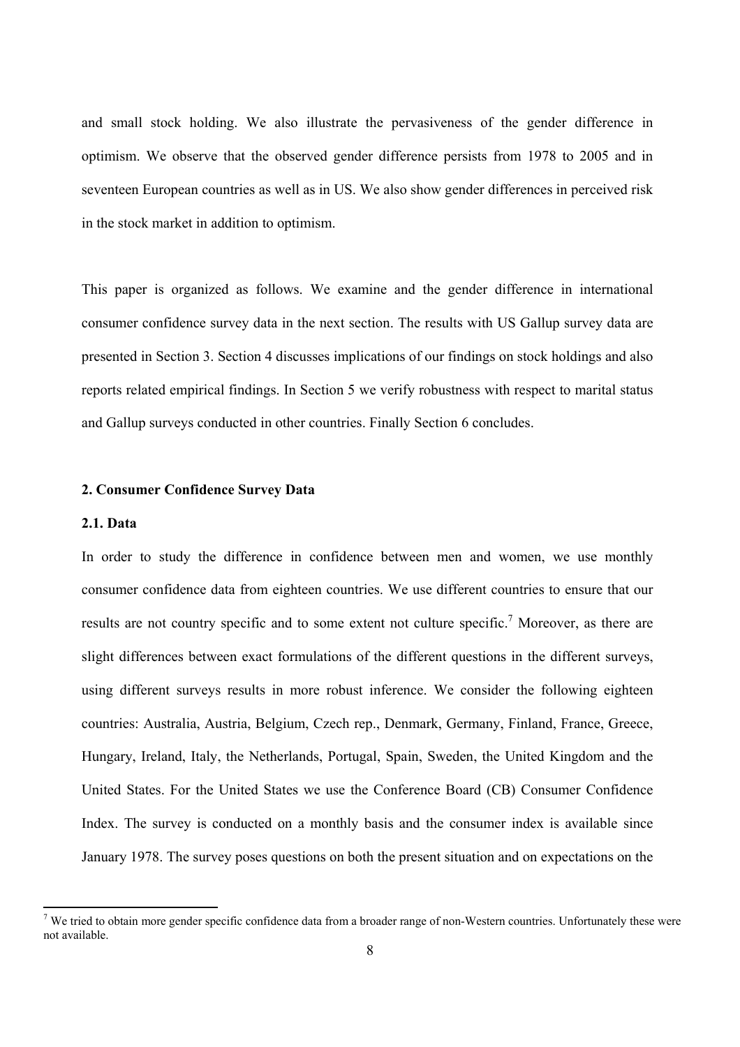and small stock holding. We also illustrate the pervasiveness of the gender difference in optimism. We observe that the observed gender difference persists from 1978 to 2005 and in seventeen European countries as well as in US. We also show gender differences in perceived risk in the stock market in addition to optimism.

This paper is organized as follows. We examine and the gender difference in international consumer confidence survey data in the next section. The results with US Gallup survey data are presented in Section 3. Section 4 discusses implications of our findings on stock holdings and also reports related empirical findings. In Section 5 we verify robustness with respect to marital status and Gallup surveys conducted in other countries. Finally Section 6 concludes.

## 2. Consumer Confidence Survey Data

### 2.1. Data

In order to study the difference in confidence between men and women, we use monthly consumer confidence data from eighteen countries. We use different countries to ensure that our results are not country specific and to some extent not culture specific.[7] Moreover, as there are slight differences between exact formulations of the different questions in the different surveys, using different surveys results in more robust inference. We consider the following eighteen countries: Australia, Austria, Belgium, Czech rep., Denmark, Germany, Finland, France, Greece, Hungary, Ireland, Italy, the Netherlands, Portugal, Spain, Sweden, the United Kingdom and the United States. For the United States we use the Conference Board (CB) Consumer Confidence Index. The survey is conducted on a monthly basis and the consumer index is available since January 1978. The survey poses questions on both the present situation and on expectations on the

[7] We tried to obtain more gender specific confidence data from a broader range of non-Western countries. Unfortunately these were not available.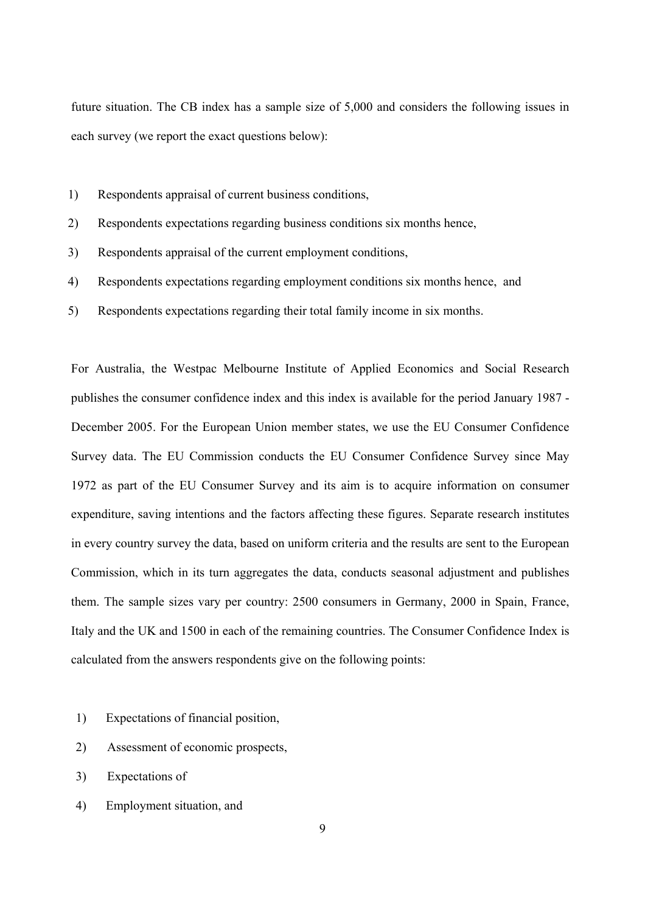future situation. The CB index has a sample size of 5,000 and considers the following issues in each survey (we report the exact questions below):

1) Respondents appraisal of current business conditions,
2) Respondents expectations regarding business conditions six months hence,
3) Respondents appraisal of the current employment conditions,
4) Respondents expectations regarding employment conditions six months hence, and
5) Respondents expectations regarding their total family income in six months.

For Australia, the Westpac Melbourne Institute of Applied Economics and Social Research publishes the consumer confidence index and this index is available for the period January 1987 - December 2005. For the European Union member states, we use the EU Consumer Confidence Survey data. The EU Commission conducts the EU Consumer Confidence Survey since May 1972 as part of the EU Consumer Survey and its aim is to acquire information on consumer expenditure, saving intentions and the factors affecting these figures. Separate research institutes in every country survey the data, based on uniform criteria and the results are sent to the European Commission, which in its turn aggregates the data, conducts seasonal adjustment and publishes them. The sample sizes vary per country: 2500 consumers in Germany, 2000 in Spain, France, Italy and the UK and 1500 in each of the remaining countries. The Consumer Confidence Index is calculated from the answers respondents give on the following points:

1) Expectations of financial position,
2) Assessment of economic prospects,
3) Expectations of
4) Employment situation, and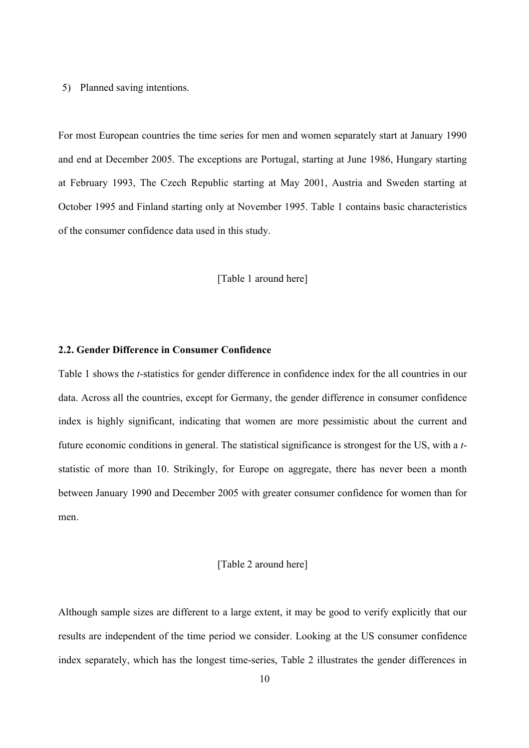5) Planned saving intentions.

For most European countries the time series for men and women separately start at January 1990 and end at December 2005. The exceptions are Portugal, starting at June 1986, Hungary starting at February 1993, The Czech Republic starting at May 2001, Austria and Sweden starting at October 1995 and Finland starting only at November 1995. Table 1 contains basic characteristics of the consumer confidence data used in this study.

[Table 1 around here]

### 2.2. Gender Difference in Consumer Confidence

Table 1 shows the *t*-statistics for gender difference in confidence index for the all countries in our data. Across all the countries, except for Germany, the gender difference in consumer confidence index is highly significant, indicating that women are more pessimistic about the current and future economic conditions in general. The statistical significance is strongest for the US, with a *t*-statistic of more than 10. Strikingly, for Europe on aggregate, there has never been a month between January 1990 and December 2005 with greater consumer confidence for women than for men.

[Table 2 around here]

Although sample sizes are different to a large extent, it may be good to verify explicitly that our results are independent of the time period we consider. Looking at the US consumer confidence index separately, which has the longest time-series, Table 2 illustrates the gender differences in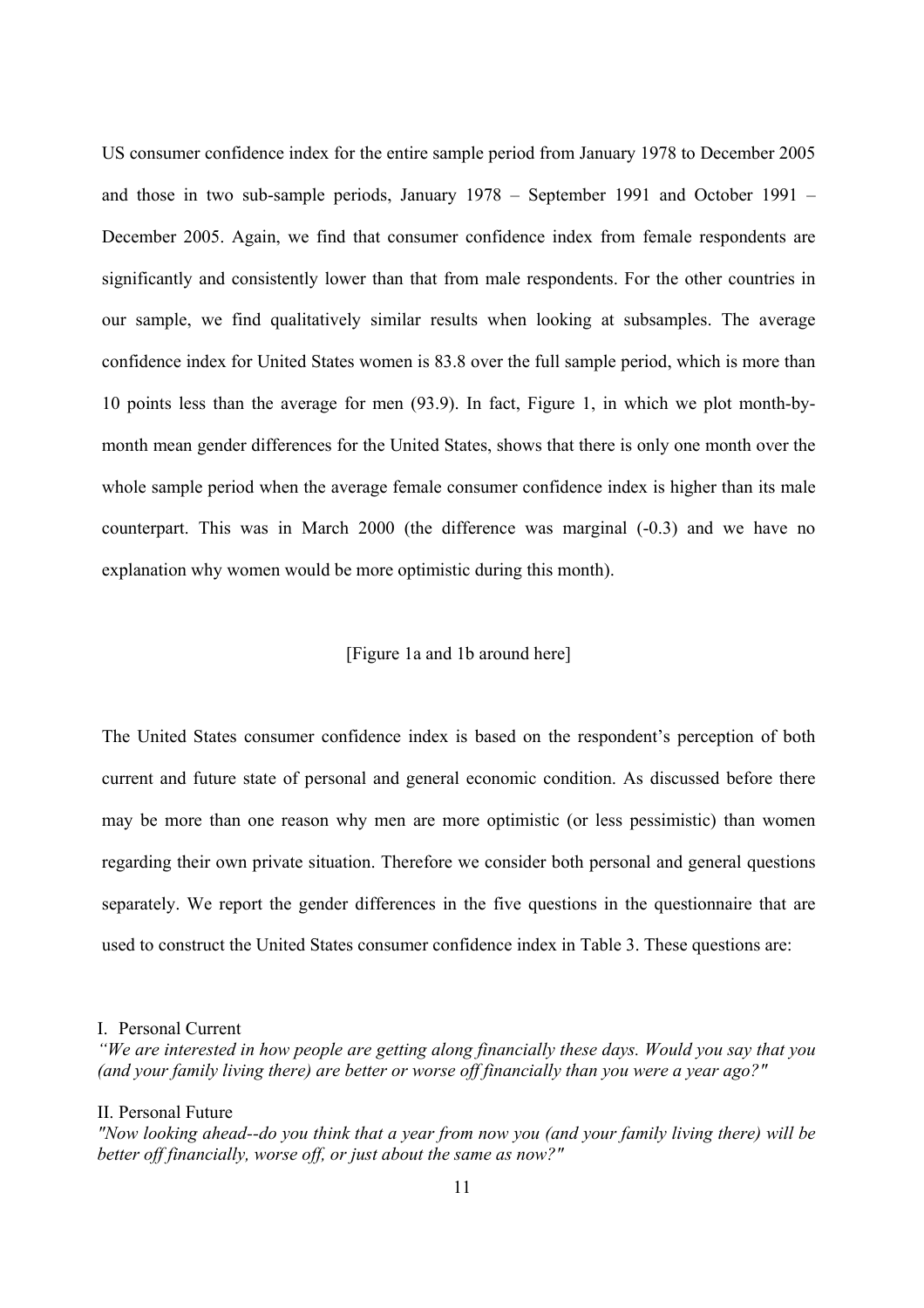US consumer confidence index for the entire sample period from January 1978 to December 2005 and those in two sub-sample periods, January 1978 – September 1991 and October 1991 – December 2005. Again, we find that consumer confidence index from female respondents are significantly and consistently lower than that from male respondents. For the other countries in our sample, we find qualitatively similar results when looking at subsamples. The average confidence index for United States women is 83.8 over the full sample period, which is more than 10 points less than the average for men (93.9). In fact, Figure 1, in which we plot month-by-month mean gender differences for the United States, shows that there is only one month over the whole sample period when the average female consumer confidence index is higher than its male counterpart. This was in March 2000 (the difference was marginal (-0.3) and we have no explanation why women would be more optimistic during this month).

[Figure 1a and 1b around here]

The United States consumer confidence index is based on the respondent's perception of both current and future state of personal and general economic condition. As discussed before there may be more than one reason why men are more optimistic (or less pessimistic) than women regarding their own private situation. Therefore we consider both personal and general questions separately. We report the gender differences in the five questions in the questionnaire that are used to construct the United States consumer confidence index in Table 3. These questions are:

I. Personal Current

*"We are interested in how people are getting along financially these days. Would you say that you (and your family living there) are better or worse off financially than you were a year ago?"*

II. Personal Future

*"Now looking ahead--do you think that a year from now you (and your family living there) will be better off financially, worse off, or just about the same as now?"*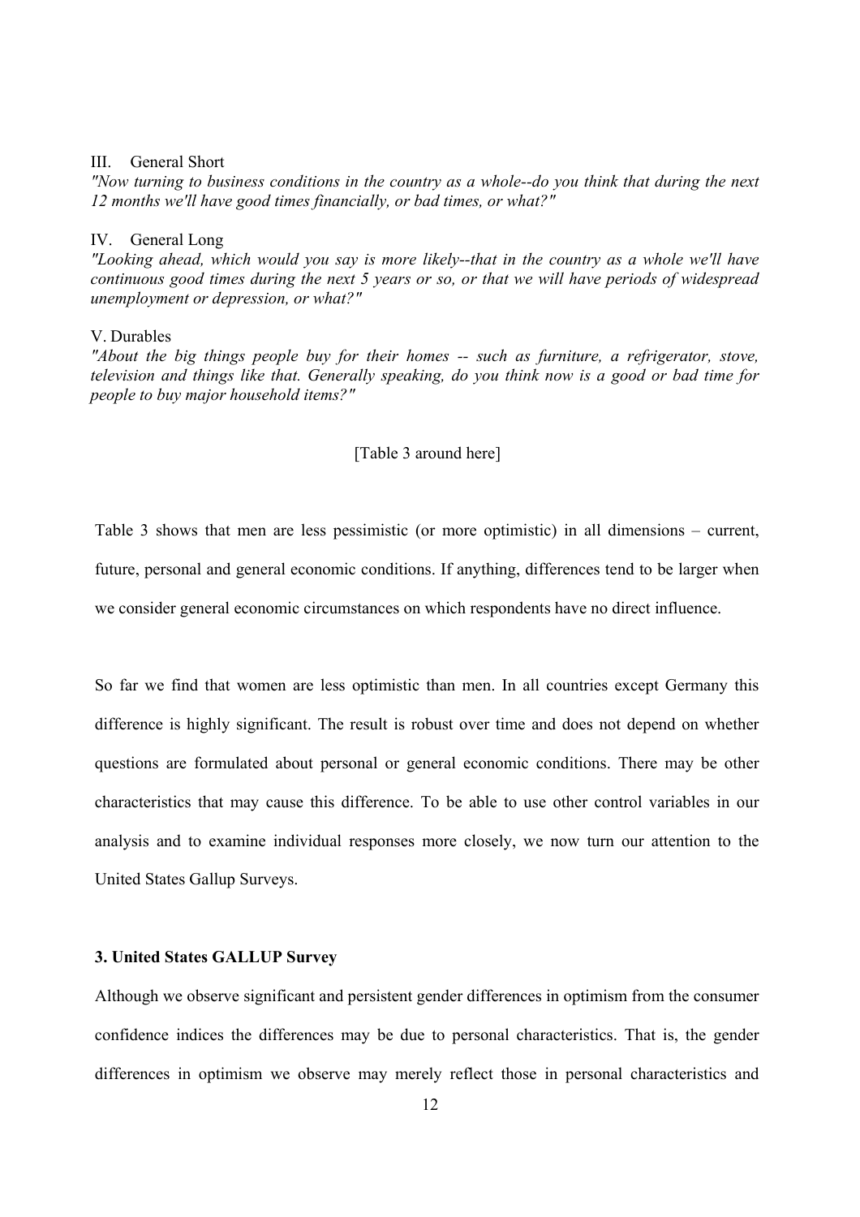III. General Short

*"Now turning to business conditions in the country as a whole--do you think that during the next 12 months we'll have good times financially, or bad times, or what?"*

IV. General Long

*"Looking ahead, which would you say is more likely--that in the country as a whole we'll have continuous good times during the next 5 years or so, or that we will have periods of widespread unemployment or depression, or what?"*

V. Durables

*"About the big things people buy for their homes -- such as furniture, a refrigerator, stove, television and things like that. Generally speaking, do you think now is a good or bad time for people to buy major household items?"*

[Table 3 around here]

Table 3 shows that men are less pessimistic (or more optimistic) in all dimensions – current, future, personal and general economic conditions. If anything, differences tend to be larger when we consider general economic circumstances on which respondents have no direct influence.

So far we find that women are less optimistic than men. In all countries except Germany this difference is highly significant. The result is robust over time and does not depend on whether questions are formulated about personal or general economic conditions. There may be other characteristics that may cause this difference. To be able to use other control variables in our analysis and to examine individual responses more closely, we now turn our attention to the United States Gallup Surveys.

### 3. United States GALLUP Survey

Although we observe significant and persistent gender differences in optimism from the consumer confidence indices the differences may be due to personal characteristics. That is, the gender differences in optimism we observe may merely reflect those in personal characteristics and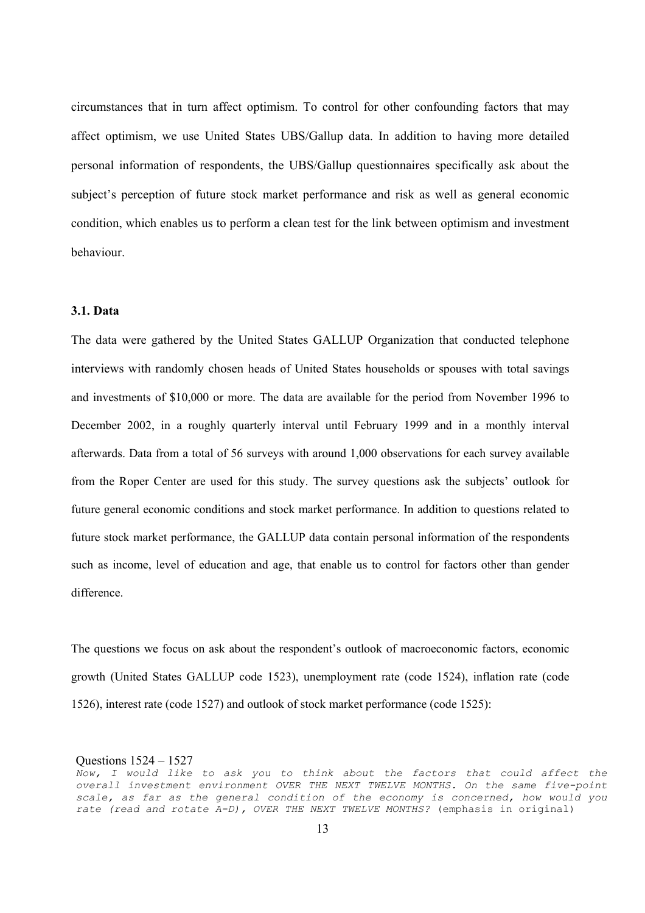circumstances that in turn affect optimism. To control for other confounding factors that may affect optimism, we use United States UBS/Gallup data. In addition to having more detailed personal information of respondents, the UBS/Gallup questionnaires specifically ask about the subject's perception of future stock market performance and risk as well as general economic condition, which enables us to perform a clean test for the link between optimism and investment behaviour.

### 3.1. Data

The data were gathered by the United States GALLUP Organization that conducted telephone interviews with randomly chosen heads of United States households or spouses with total savings and investments of $10,000 or more. The data are available for the period from November 1996 to December 2002, in a roughly quarterly interval until February 1999 and in a monthly interval afterwards. Data from a total of 56 surveys with around 1,000 observations for each survey available from the Roper Center are used for this study. The survey questions ask the subjects' outlook for future general economic conditions and stock market performance. In addition to questions related to future stock market performance, the GALLUP data contain personal information of the respondents such as income, level of education and age, that enable us to control for factors other than gender difference.

The questions we focus on ask about the respondent's outlook of macroeconomic factors, economic growth (United States GALLUP code 1523), unemployment rate (code 1524), inflation rate (code 1526), interest rate (code 1527) and outlook of stock market performance (code 1525):

Questions 1524 – 1527

*Now, I would like to ask you to think about the factors that could affect the overall investment environment OVER THE NEXT TWELVE MONTHS. On the same five-point scale, as far as the general condition of the economy is concerned, how would you rate (read and rotate A-D), OVER THE NEXT TWELVE MONTHS?* (emphasis in original)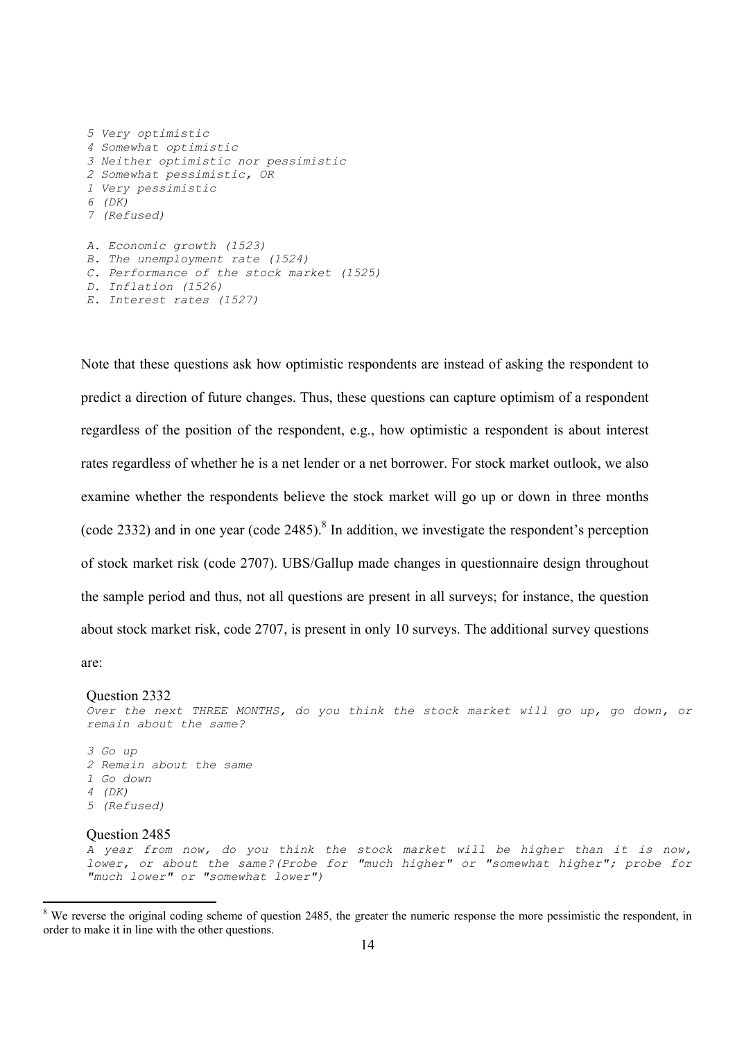*5 Very optimistic*
*4 Somewhat optimistic*
*3 Neither optimistic nor pessimistic*
*2 Somewhat pessimistic, OR*
*1 Very pessimistic*
*6 (DK)*
*7 (Refused)*

*A. Economic growth (1523)*
*B. The unemployment rate (1524)*
*C. Performance of the stock market (1525)*
*D. Inflation (1526)*
*E. Interest rates (1527)*

Note that these questions ask how optimistic respondents are instead of asking the respondent to predict a direction of future changes. Thus, these questions can capture optimism of a respondent regardless of the position of the respondent, e.g., how optimistic a respondent is about interest rates regardless of whether he is a net lender or a net borrower. For stock market outlook, we also examine whether the respondents believe the stock market will go up or down in three months (code 2332) and in one year (code 2485).[8] In addition, we investigate the respondent's perception of stock market risk (code 2707). UBS/Gallup made changes in questionnaire design throughout the sample period and thus, not all questions are present in all surveys; for instance, the question about stock market risk, code 2707, is present in only 10 surveys. The additional survey questions are:

Question 2332
*Over the next THREE MONTHS, do you think the stock market will go up, go down, or remain about the same?*

*3 Go up*
*2 Remain about the same*
*1 Go down*
*4 (DK)*
*5 (Refused)*

Question 2485
*A year from now, do you think the stock market will be higher than it is now, lower, or about the same?(Probe for "much higher" or "somewhat higher"; probe for "much lower" or "somewhat lower")*

[8] We reverse the original coding scheme of question 2485, the greater the numeric response the more pessimistic the respondent, in order to make it in line with the other questions.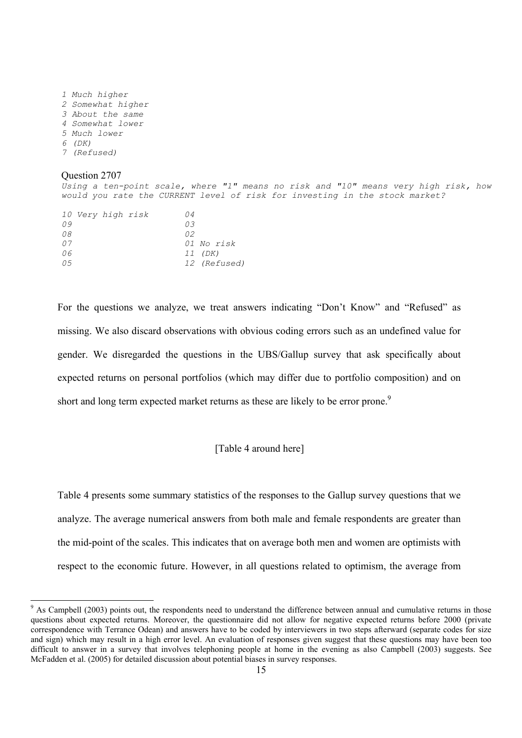*1 Much higher*
*2 Somewhat higher*
*3 About the same*
*4 Somewhat lower*
*5 Much lower*
*6 (DK)*
*7 (Refused)*

Question 2707

*Using a ten-point scale, where "1" means no risk and "10" means very high risk, how would you rate the CURRENT level of risk for investing in the stock market?*

| | |
|---|---|
| *10 Very high risk* | *04* |
| *09* | *03* |
| *08* | *02* |
| *07* | *01 No risk* |
| *06* | *11 (DK)* |
| *05* | *12 (Refused)* |

For the questions we analyze, we treat answers indicating "Don't Know" and "Refused" as missing. We also discard observations with obvious coding errors such as an undefined value for gender. We disregarded the questions in the UBS/Gallup survey that ask specifically about expected returns on personal portfolios (which may differ due to portfolio composition) and on short and long term expected market returns as these are likely to be error prone.[9]

[Table 4 around here]

Table 4 presents some summary statistics of the responses to the Gallup survey questions that we analyze. The average numerical answers from both male and female respondents are greater than the mid-point of the scales. This indicates that on average both men and women are optimists with respect to the economic future. However, in all questions related to optimism, the average from

[9] As Campbell (2003) points out, the respondents need to understand the difference between annual and cumulative returns in those questions about expected returns. Moreover, the questionnaire did not allow for negative expected returns before 2000 (private correspondence with Terrance Odean) and answers have to be coded by interviewers in two steps afterward (separate codes for size and sign) which may result in a high error level. An evaluation of responses given suggest that these questions may have been too difficult to answer in a survey that involves telephoning people at home in the evening as also Campbell (2003) suggests. See McFadden et al. (2005) for detailed discussion about potential biases in survey responses.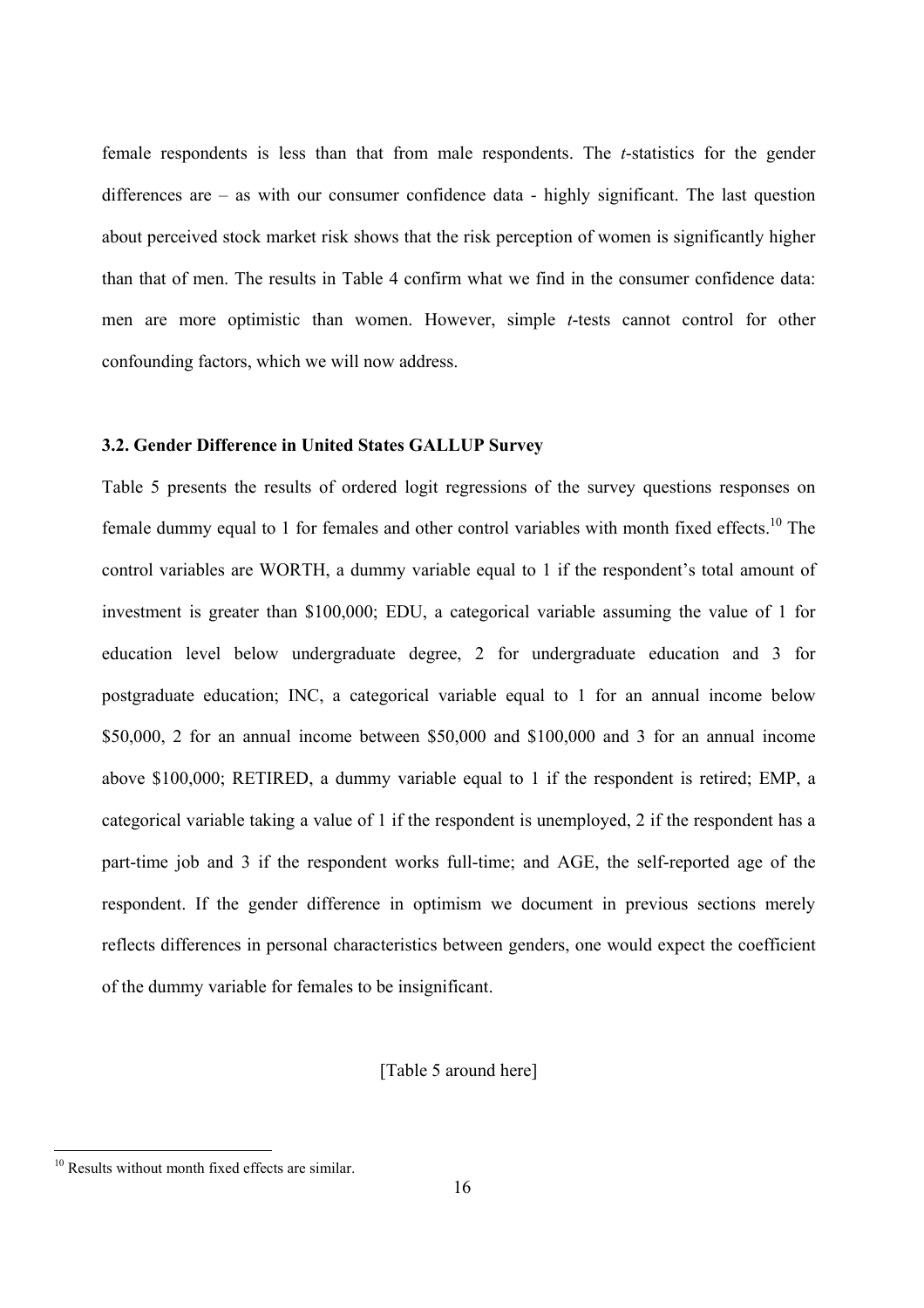female respondents is less than that from male respondents. The *t*-statistics for the gender differences are – as with our consumer confidence data - highly significant. The last question about perceived stock market risk shows that the risk perception of women is significantly higher than that of men. The results in Table 4 confirm what we find in the consumer confidence data: men are more optimistic than women. However, simple *t*-tests cannot control for other confounding factors, which we will now address.

### 3.2. Gender Difference in United States GALLUP Survey

Table 5 presents the results of ordered logit regressions of the survey questions responses on female dummy equal to 1 for females and other control variables with month fixed effects.[10] The control variables are WORTH, a dummy variable equal to 1 if the respondent's total amount of investment is greater than $100,000; EDU, a categorical variable assuming the value of 1 for education level below undergraduate degree, 2 for undergraduate education and 3 for postgraduate education; INC, a categorical variable equal to 1 for an annual income below $50,000, 2 for an annual income between $50,000 and $100,000 and 3 for an annual income above $100,000; RETIRED, a dummy variable equal to 1 if the respondent is retired; EMP, a categorical variable taking a value of 1 if the respondent is unemployed, 2 if the respondent has a part-time job and 3 if the respondent works full-time; and AGE, the self-reported age of the respondent. If the gender difference in optimism we document in previous sections merely reflects differences in personal characteristics between genders, one would expect the coefficient of the dummy variable for females to be insignificant.

[Table 5 around here]

[10] Results without month fixed effects are similar.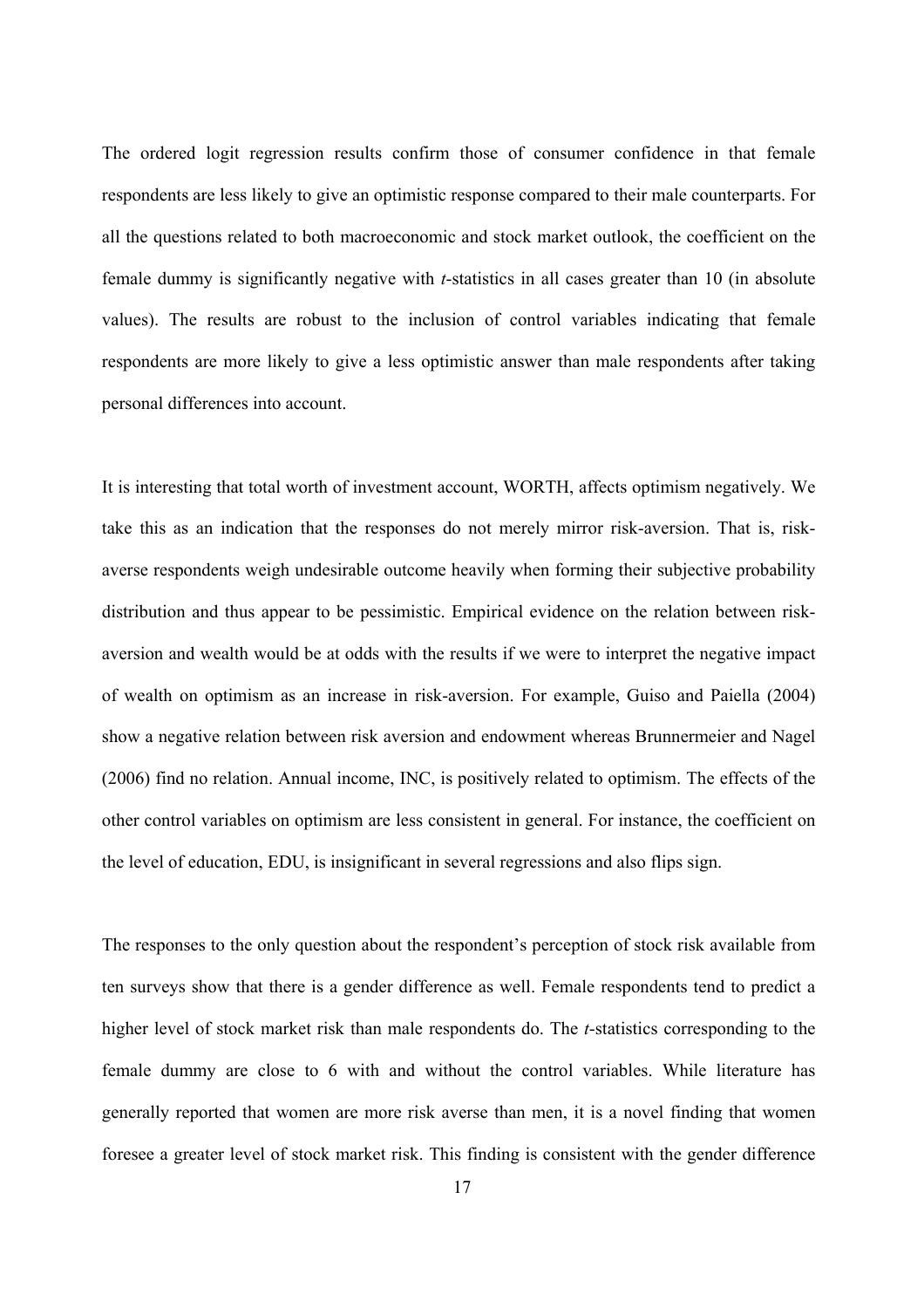The ordered logit regression results confirm those of consumer confidence in that female respondents are less likely to give an optimistic response compared to their male counterparts. For all the questions related to both macroeconomic and stock market outlook, the coefficient on the female dummy is significantly negative with *t*-statistics in all cases greater than 10 (in absolute values). The results are robust to the inclusion of control variables indicating that female respondents are more likely to give a less optimistic answer than male respondents after taking personal differences into account.

It is interesting that total worth of investment account, WORTH, affects optimism negatively. We take this as an indication that the responses do not merely mirror risk-aversion. That is, risk-averse respondents weigh undesirable outcome heavily when forming their subjective probability distribution and thus appear to be pessimistic. Empirical evidence on the relation between risk-aversion and wealth would be at odds with the results if we were to interpret the negative impact of wealth on optimism as an increase in risk-aversion. For example, Guiso and Paiella (2004) show a negative relation between risk aversion and endowment whereas Brunnermeier and Nagel (2006) find no relation. Annual income, INC, is positively related to optimism. The effects of the other control variables on optimism are less consistent in general. For instance, the coefficient on the level of education, EDU, is insignificant in several regressions and also flips sign.

The responses to the only question about the respondent's perception of stock risk available from ten surveys show that there is a gender difference as well. Female respondents tend to predict a higher level of stock market risk than male respondents do. The *t*-statistics corresponding to the female dummy are close to 6 with and without the control variables. While literature has generally reported that women are more risk averse than men, it is a novel finding that women foresee a greater level of stock market risk. This finding is consistent with the gender difference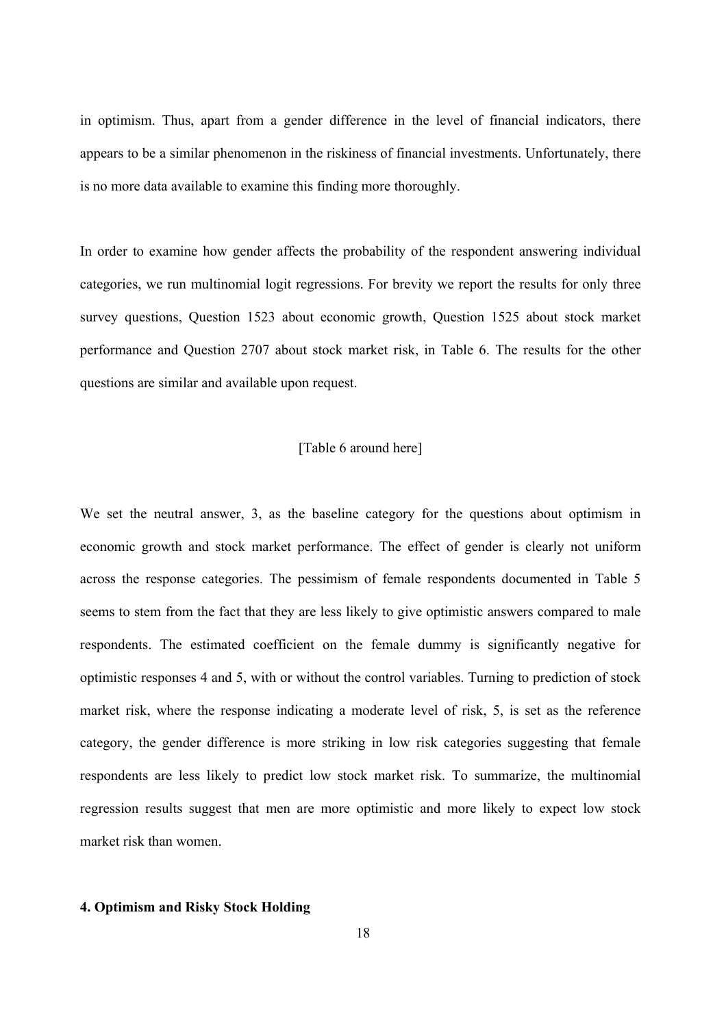in optimism. Thus, apart from a gender difference in the level of financial indicators, there appears to be a similar phenomenon in the riskiness of financial investments. Unfortunately, there is no more data available to examine this finding more thoroughly.

In order to examine how gender affects the probability of the respondent answering individual categories, we run multinomial logit regressions. For brevity we report the results for only three survey questions, Question 1523 about economic growth, Question 1525 about stock market performance and Question 2707 about stock market risk, in Table 6. The results for the other questions are similar and available upon request.

[Table 6 around here]

We set the neutral answer, 3, as the baseline category for the questions about optimism in economic growth and stock market performance. The effect of gender is clearly not uniform across the response categories. The pessimism of female respondents documented in Table 5 seems to stem from the fact that they are less likely to give optimistic answers compared to male respondents. The estimated coefficient on the female dummy is significantly negative for optimistic responses 4 and 5, with or without the control variables. Turning to prediction of stock market risk, where the response indicating a moderate level of risk, 5, is set as the reference category, the gender difference is more striking in low risk categories suggesting that female respondents are less likely to predict low stock market risk. To summarize, the multinomial regression results suggest that men are more optimistic and more likely to expect low stock market risk than women.

## 4. Optimism and Risky Stock Holding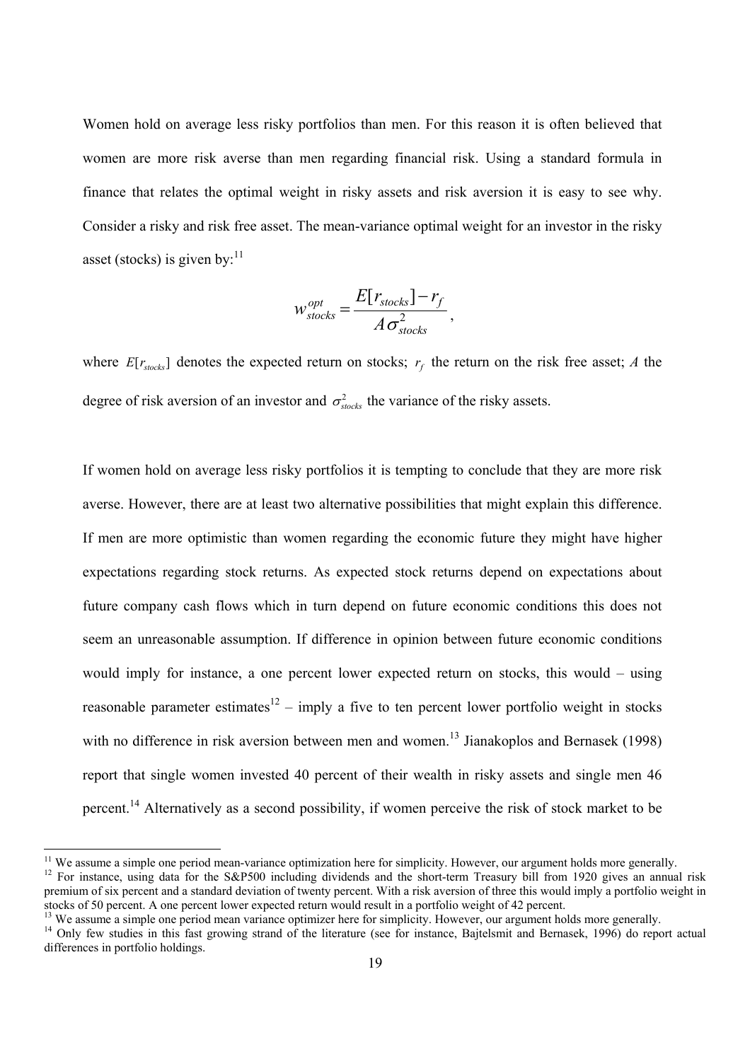Women hold on average less risky portfolios than men. For this reason it is often believed that women are more risk averse than men regarding financial risk. Using a standard formula in finance that relates the optimal weight in risky assets and risk aversion it is easy to see why. Consider a risky and risk free asset. The mean-variance optimal weight for an investor in the risky asset (stocks) is given by:[11]

$$w_{stocks}^{opt} = \frac{E[r_{stocks}] - r_f}{A\sigma_{stocks}^2},$$

where $E[r_{stocks}]$ denotes the expected return on stocks; $r_f$ the return on the risk free asset; $A$ the degree of risk aversion of an investor and $\sigma_{stocks}^2$ the variance of the risky assets.

If women hold on average less risky portfolios it is tempting to conclude that they are more risk averse. However, there are at least two alternative possibilities that might explain this difference. If men are more optimistic than women regarding the economic future they might have higher expectations regarding stock returns. As expected stock returns depend on expectations about future company cash flows which in turn depend on future economic conditions this does not seem an unreasonable assumption. If difference in opinion between future economic conditions would imply for instance, a one percent lower expected return on stocks, this would – using reasonable parameter estimates[12] – imply a five to ten percent lower portfolio weight in stocks with no difference in risk aversion between men and women.[13] Jianakoplos and Bernasek (1998) report that single women invested 40 percent of their wealth in risky assets and single men 46 percent.[14] Alternatively as a second possibility, if women perceive the risk of stock market to be

[11] We assume a simple one period mean-variance optimization here for simplicity. However, our argument holds more generally.

[12] For instance, using data for the S&P500 including dividends and the short-term Treasury bill from 1920 gives an annual risk premium of six percent and a standard deviation of twenty percent. With a risk aversion of three this would imply a portfolio weight in stocks of 50 percent. A one percent lower expected return would result in a portfolio weight of 42 percent.

[13] We assume a simple one period mean variance optimizer here for simplicity. However, our argument holds more generally.

[14] Only few studies in this fast growing strand of the literature (see for instance, Bajtelsmit and Bernasek, 1996) do report actual differences in portfolio holdings.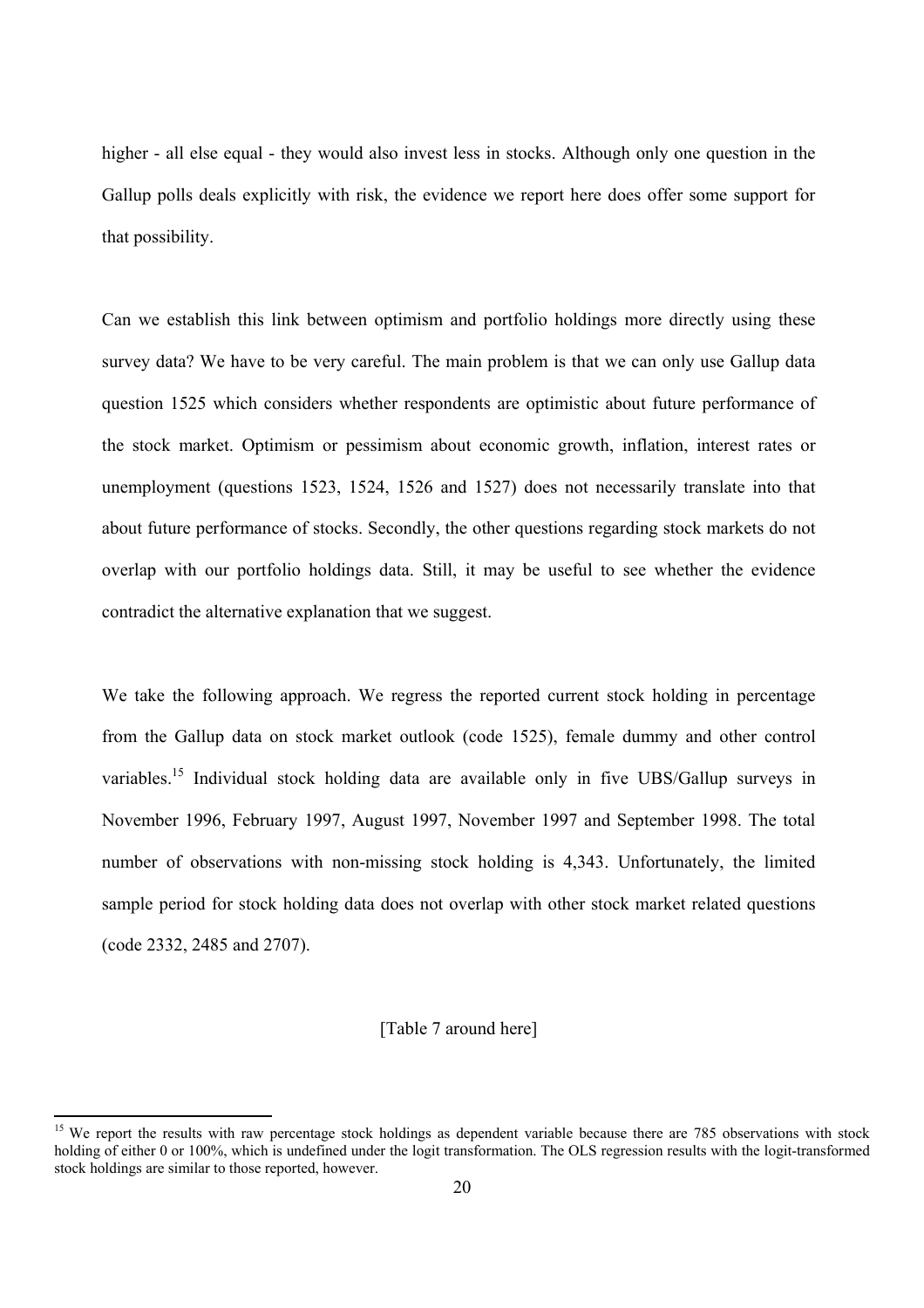higher - all else equal - they would also invest less in stocks. Although only one question in the Gallup polls deals explicitly with risk, the evidence we report here does offer some support for that possibility.

Can we establish this link between optimism and portfolio holdings more directly using these survey data? We have to be very careful. The main problem is that we can only use Gallup data question 1525 which considers whether respondents are optimistic about future performance of the stock market. Optimism or pessimism about economic growth, inflation, interest rates or unemployment (questions 1523, 1524, 1526 and 1527) does not necessarily translate into that about future performance of stocks. Secondly, the other questions regarding stock markets do not overlap with our portfolio holdings data. Still, it may be useful to see whether the evidence contradict the alternative explanation that we suggest.

We take the following approach. We regress the reported current stock holding in percentage from the Gallup data on stock market outlook (code 1525), female dummy and other control variables.[15] Individual stock holding data are available only in five UBS/Gallup surveys in November 1996, February 1997, August 1997, November 1997 and September 1998. The total number of observations with non-missing stock holding is 4,343. Unfortunately, the limited sample period for stock holding data does not overlap with other stock market related questions (code 2332, 2485 and 2707).

[Table 7 around here]

[15] We report the results with raw percentage stock holdings as dependent variable because there are 785 observations with stock holding of either 0 or 100%, which is undefined under the logit transformation. The OLS regression results with the logit-transformed stock holdings are similar to those reported, however.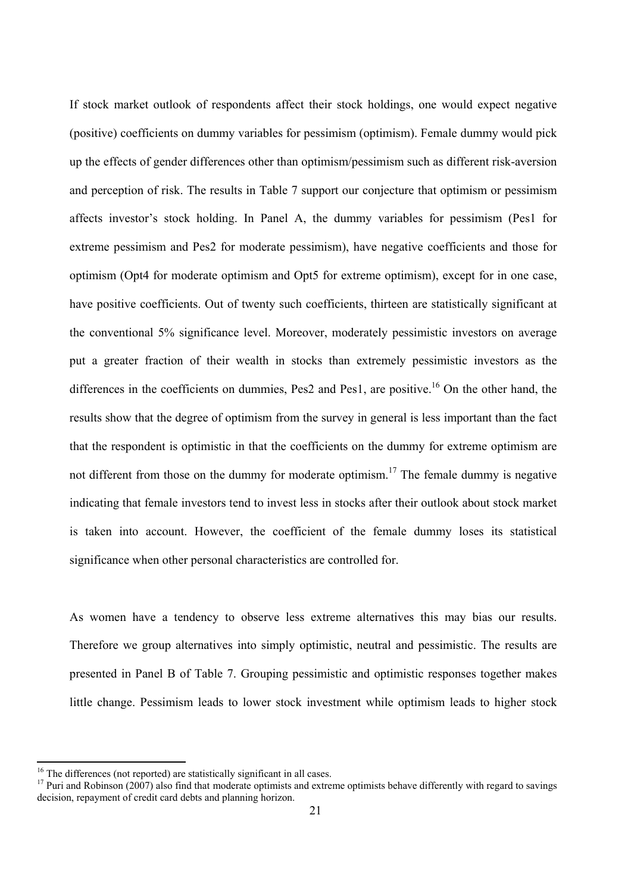If stock market outlook of respondents affect their stock holdings, one would expect negative (positive) coefficients on dummy variables for pessimism (optimism). Female dummy would pick up the effects of gender differences other than optimism/pessimism such as different risk-aversion and perception of risk. The results in Table 7 support our conjecture that optimism or pessimism affects investor's stock holding. In Panel A, the dummy variables for pessimism (Pes1 for extreme pessimism and Pes2 for moderate pessimism), have negative coefficients and those for optimism (Opt4 for moderate optimism and Opt5 for extreme optimism), except for in one case, have positive coefficients. Out of twenty such coefficients, thirteen are statistically significant at the conventional 5% significance level. Moreover, moderately pessimistic investors on average put a greater fraction of their wealth in stocks than extremely pessimistic investors as the differences in the coefficients on dummies, Pes2 and Pes1, are positive.[16] On the other hand, the results show that the degree of optimism from the survey in general is less important than the fact that the respondent is optimistic in that the coefficients on the dummy for extreme optimism are not different from those on the dummy for moderate optimism.[17] The female dummy is negative indicating that female investors tend to invest less in stocks after their outlook about stock market is taken into account. However, the coefficient of the female dummy loses its statistical significance when other personal characteristics are controlled for.

As women have a tendency to observe less extreme alternatives this may bias our results. Therefore we group alternatives into simply optimistic, neutral and pessimistic. The results are presented in Panel B of Table 7. Grouping pessimistic and optimistic responses together makes little change. Pessimism leads to lower stock investment while optimism leads to higher stock

---

[16] The differences (not reported) are statistically significant in all cases.

[17] Puri and Robinson (2007) also find that moderate optimists and extreme optimists behave differently with regard to savings decision, repayment of credit card debts and planning horizon.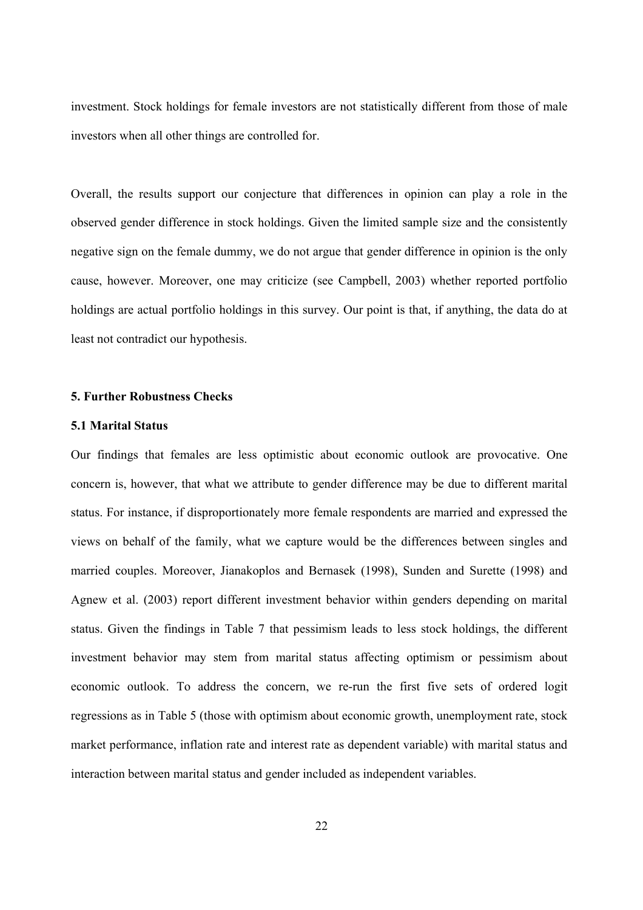investment. Stock holdings for female investors are not statistically different from those of male investors when all other things are controlled for.

Overall, the results support our conjecture that differences in opinion can play a role in the observed gender difference in stock holdings. Given the limited sample size and the consistently negative sign on the female dummy, we do not argue that gender difference in opinion is the only cause, however. Moreover, one may criticize (see Campbell, 2003) whether reported portfolio holdings are actual portfolio holdings in this survey. Our point is that, if anything, the data do at least not contradict our hypothesis.

## 5. Further Robustness Checks

### 5.1 Marital Status

Our findings that females are less optimistic about economic outlook are provocative. One concern is, however, that what we attribute to gender difference may be due to different marital status. For instance, if disproportionately more female respondents are married and expressed the views on behalf of the family, what we capture would be the differences between singles and married couples. Moreover, Jianakoplos and Bernasek (1998), Sunden and Surette (1998) and Agnew et al. (2003) report different investment behavior within genders depending on marital status. Given the findings in Table 7 that pessimism leads to less stock holdings, the different investment behavior may stem from marital status affecting optimism or pessimism about economic outlook. To address the concern, we re-run the first five sets of ordered logit regressions as in Table 5 (those with optimism about economic growth, unemployment rate, stock market performance, inflation rate and interest rate as dependent variable) with marital status and interaction between marital status and gender included as independent variables.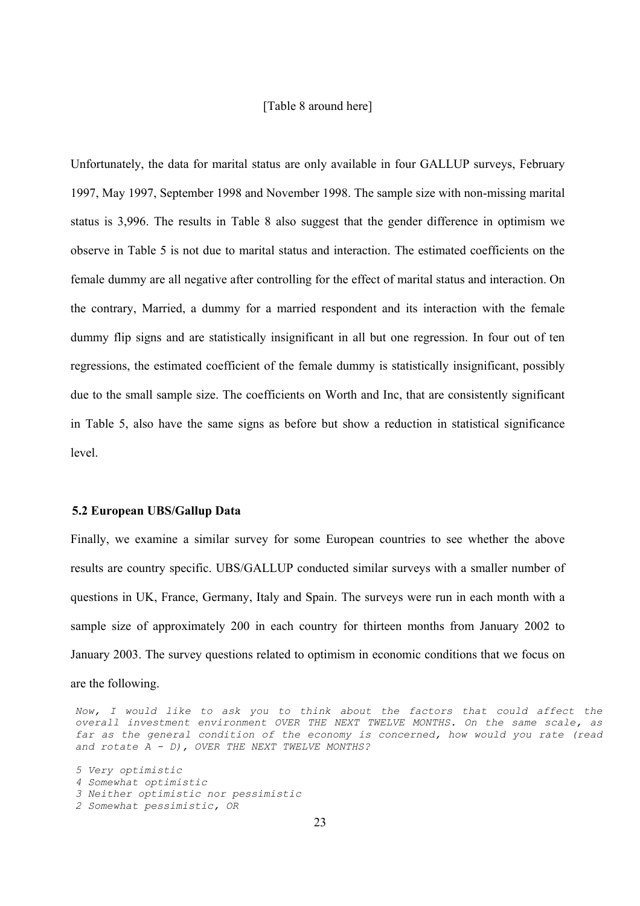[Table 8 around here]

Unfortunately, the data for marital status are only available in four GALLUP surveys, February 1997, May 1997, September 1998 and November 1998. The sample size with non-missing marital status is 3,996. The results in Table 8 also suggest that the gender difference in optimism we observe in Table 5 is not due to marital status and interaction. The estimated coefficients on the female dummy are all negative after controlling for the effect of marital status and interaction. On the contrary, Married, a dummy for a married respondent and its interaction with the female dummy flip signs and are statistically insignificant in all but one regression. In four out of ten regressions, the estimated coefficient of the female dummy is statistically insignificant, possibly due to the small sample size. The coefficients on Worth and Inc, that are consistently significant in Table 5, also have the same signs as before but show a reduction in statistical significance level.

### 5.2 European UBS/Gallup Data

Finally, we examine a similar survey for some European countries to see whether the above results are country specific. UBS/GALLUP conducted similar surveys with a smaller number of questions in UK, France, Germany, Italy and Spain. The surveys were run in each month with a sample size of approximately 200 in each country for thirteen months from January 2002 to January 2003. The survey questions related to optimism in economic conditions that we focus on are the following.

*Now, I would like to ask you to think about the factors that could affect the overall investment environment OVER THE NEXT TWELVE MONTHS. On the same scale, as far as the general condition of the economy is concerned, how would you rate (read and rotate A - D), OVER THE NEXT TWELVE MONTHS?*

*5 Very optimistic*
*4 Somewhat optimistic*
*3 Neither optimistic nor pessimistic*
*2 Somewhat pessimistic, OR*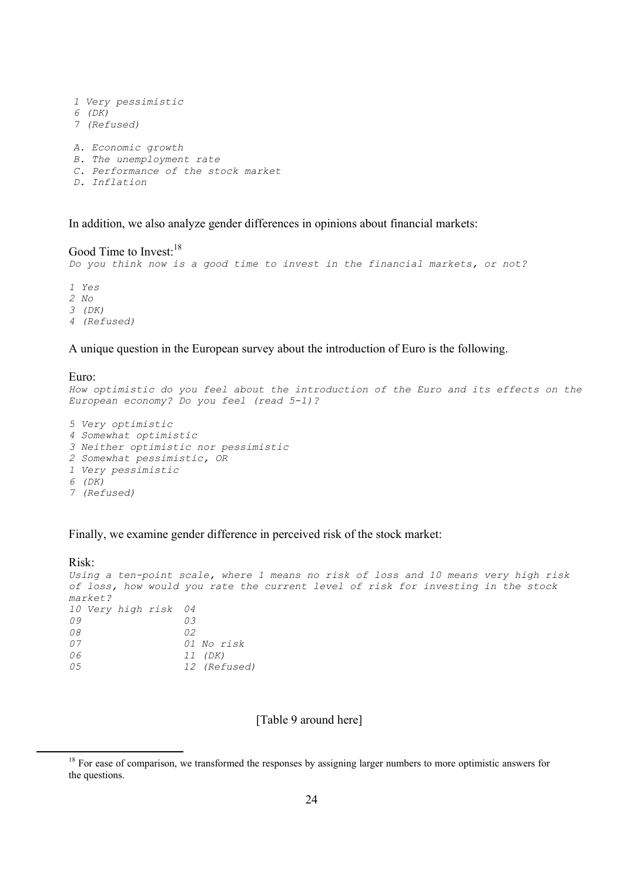*1 Very pessimistic*
*6 (DK)*
*7 (Refused)*

*A. Economic growth*
*B. The unemployment rate*
*C. Performance of the stock market*
*D. Inflation*

In addition, we also analyze gender differences in opinions about financial markets:

Good Time to Invest:[18]

*Do you think now is a good time to invest in the financial markets, or not?*

*1 Yes*
*2 No*
*3 (DK)*
*4 (Refused)*

A unique question in the European survey about the introduction of Euro is the following.

Euro:

*How optimistic do you feel about the introduction of the Euro and its effects on the European economy? Do you feel (read 5-1)?*

*5 Very optimistic*
*4 Somewhat optimistic*
*3 Neither optimistic nor pessimistic*
*2 Somewhat pessimistic, OR*
*1 Very pessimistic*
*6 (DK)*
*7 (Refused)*

Finally, we examine gender difference in perceived risk of the stock market:

Risk:

*Using a ten-point scale, where 1 means no risk of loss and 10 means very high risk of loss, how would you rate the current level of risk for investing in the stock market?*

```
10 Very high risk  04
09                 03
08                 02
07                 01 No risk
06                 11 (DK)
05                 12 (Refused)
```

[Table 9 around here]

[18] For ease of comparison, we transformed the responses by assigning larger numbers to more optimistic answers for the questions.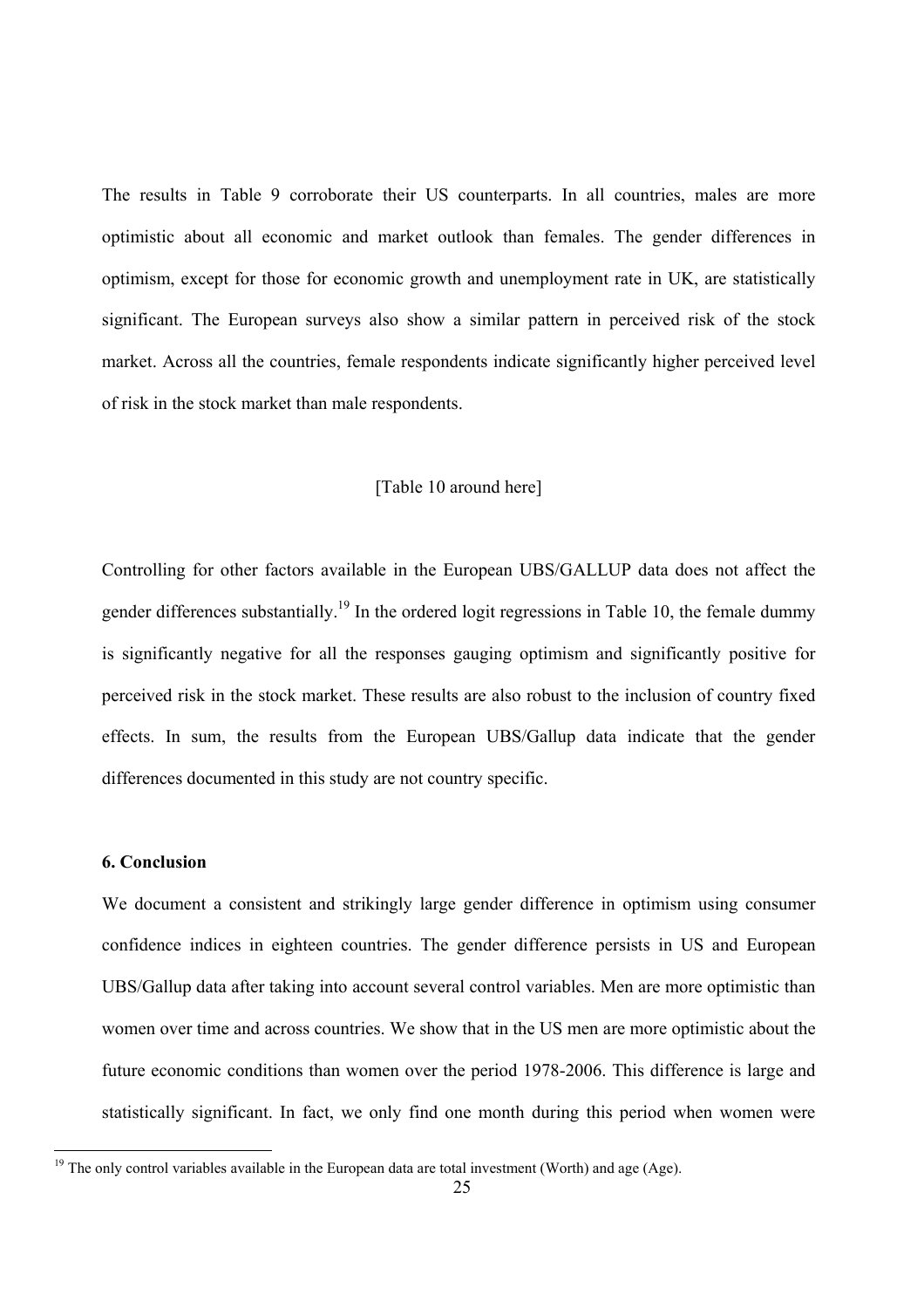The results in Table 9 corroborate their US counterparts. In all countries, males are more optimistic about all economic and market outlook than females. The gender differences in optimism, except for those for economic growth and unemployment rate in UK, are statistically significant. The European surveys also show a similar pattern in perceived risk of the stock market. Across all the countries, female respondents indicate significantly higher perceived level of risk in the stock market than male respondents.

[Table 10 around here]

Controlling for other factors available in the European UBS/GALLUP data does not affect the gender differences substantially.[19] In the ordered logit regressions in Table 10, the female dummy is significantly negative for all the responses gauging optimism and significantly positive for perceived risk in the stock market. These results are also robust to the inclusion of country fixed effects. In sum, the results from the European UBS/Gallup data indicate that the gender differences documented in this study are not country specific.

### 6. Conclusion

We document a consistent and strikingly large gender difference in optimism using consumer confidence indices in eighteen countries. The gender difference persists in US and European UBS/Gallup data after taking into account several control variables. Men are more optimistic than women over time and across countries. We show that in the US men are more optimistic about the future economic conditions than women over the period 1978-2006. This difference is large and statistically significant. In fact, we only find one month during this period when women were

[19] The only control variables available in the European data are total investment (Worth) and age (Age).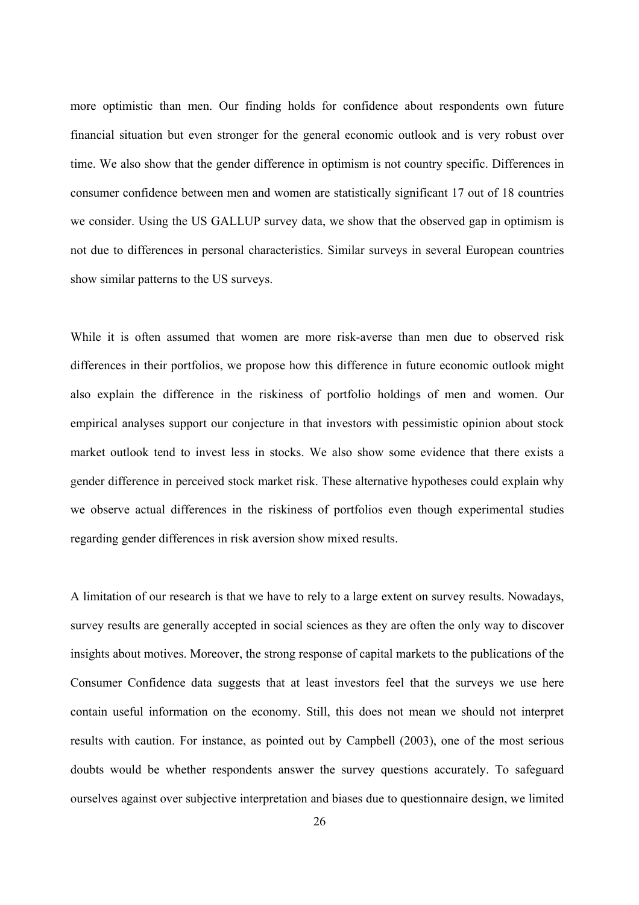more optimistic than men. Our finding holds for confidence about respondents own future financial situation but even stronger for the general economic outlook and is very robust over time. We also show that the gender difference in optimism is not country specific. Differences in consumer confidence between men and women are statistically significant 17 out of 18 countries we consider. Using the US GALLUP survey data, we show that the observed gap in optimism is not due to differences in personal characteristics. Similar surveys in several European countries show similar patterns to the US surveys.

While it is often assumed that women are more risk-averse than men due to observed risk differences in their portfolios, we propose how this difference in future economic outlook might also explain the difference in the riskiness of portfolio holdings of men and women. Our empirical analyses support our conjecture in that investors with pessimistic opinion about stock market outlook tend to invest less in stocks. We also show some evidence that there exists a gender difference in perceived stock market risk. These alternative hypotheses could explain why we observe actual differences in the riskiness of portfolios even though experimental studies regarding gender differences in risk aversion show mixed results.

A limitation of our research is that we have to rely to a large extent on survey results. Nowadays, survey results are generally accepted in social sciences as they are often the only way to discover insights about motives. Moreover, the strong response of capital markets to the publications of the Consumer Confidence data suggests that at least investors feel that the surveys we use here contain useful information on the economy. Still, this does not mean we should not interpret results with caution. For instance, as pointed out by Campbell (2003), one of the most serious doubts would be whether respondents answer the survey questions accurately. To safeguard ourselves against over subjective interpretation and biases due to questionnaire design, we limited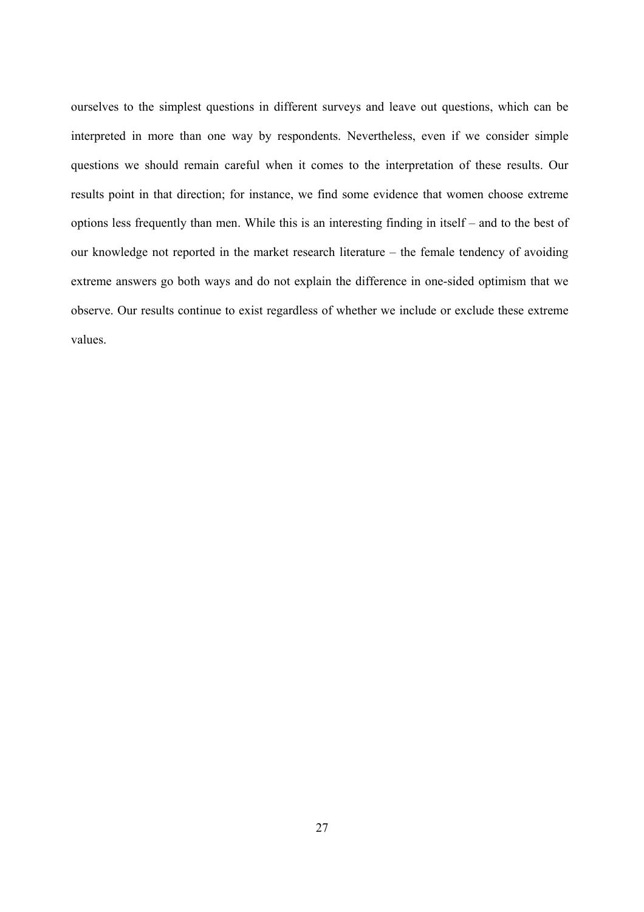ourselves to the simplest questions in different surveys and leave out questions, which can be interpreted in more than one way by respondents. Nevertheless, even if we consider simple questions we should remain careful when it comes to the interpretation of these results. Our results point in that direction; for instance, we find some evidence that women choose extreme options less frequently than men. While this is an interesting finding in itself – and to the best of our knowledge not reported in the market research literature – the female tendency of avoiding extreme answers go both ways and do not explain the difference in one-sided optimism that we observe. Our results continue to exist regardless of whether we include or exclude these extreme values.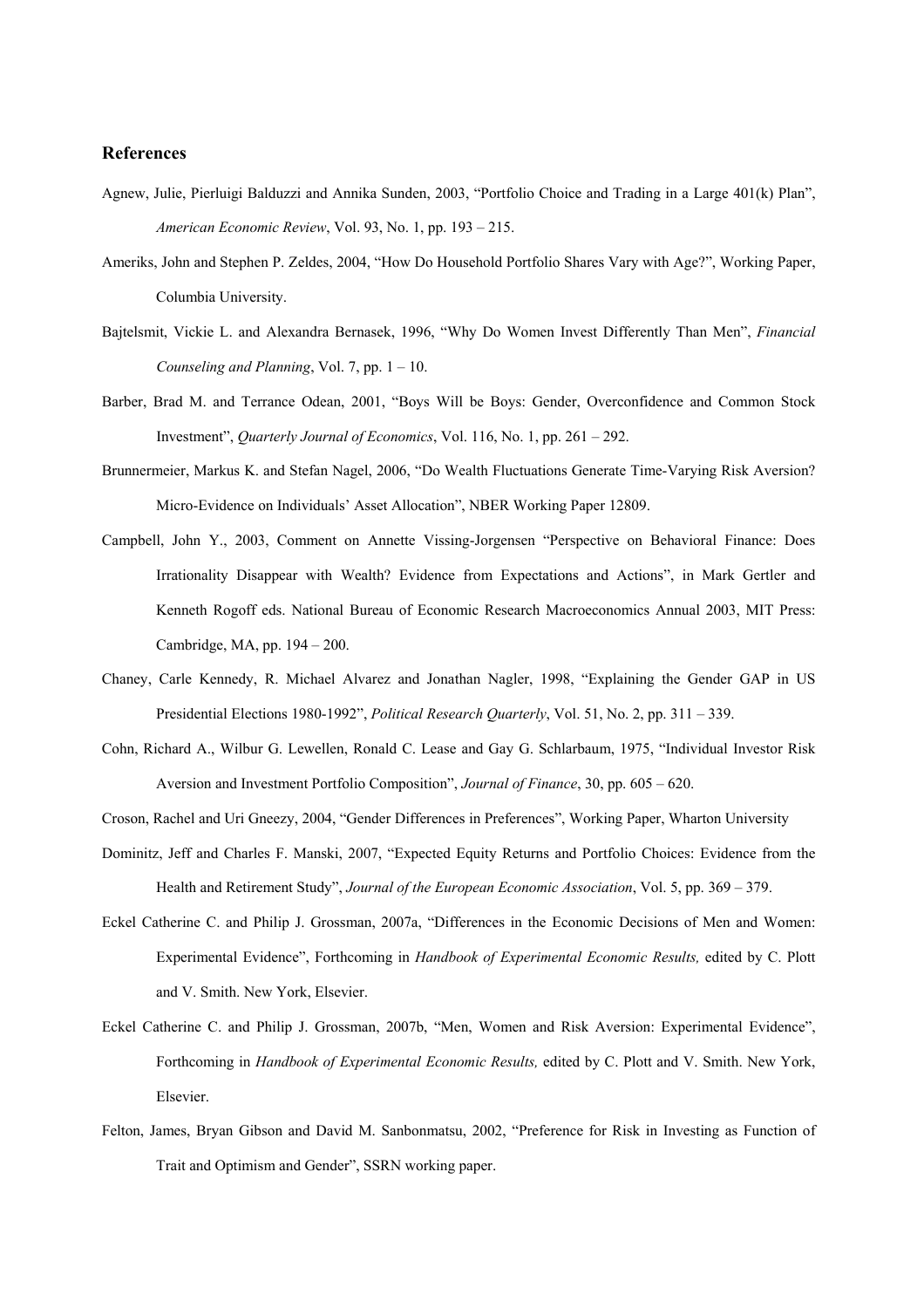## References

Agnew, Julie, Pierluigi Balduzzi and Annika Sunden, 2003, "Portfolio Choice and Trading in a Large 401(k) Plan", *American Economic Review*, Vol. 93, No. 1, pp. 193 – 215.

Ameriks, John and Stephen P. Zeldes, 2004, "How Do Household Portfolio Shares Vary with Age?", Working Paper, Columbia University.

Bajtelsmit, Vickie L. and Alexandra Bernasek, 1996, "Why Do Women Invest Differently Than Men", *Financial Counseling and Planning*, Vol. 7, pp. 1 – 10.

Barber, Brad M. and Terrance Odean, 2001, "Boys Will be Boys: Gender, Overconfidence and Common Stock Investment", *Quarterly Journal of Economics*, Vol. 116, No. 1, pp. 261 – 292.

Brunnermeier, Markus K. and Stefan Nagel, 2006, "Do Wealth Fluctuations Generate Time-Varying Risk Aversion? Micro-Evidence on Individuals' Asset Allocation", NBER Working Paper 12809.

Campbell, John Y., 2003, Comment on Annette Vissing-Jorgensen "Perspective on Behavioral Finance: Does Irrationality Disappear with Wealth? Evidence from Expectations and Actions", in Mark Gertler and Kenneth Rogoff eds. National Bureau of Economic Research Macroeconomics Annual 2003, MIT Press: Cambridge, MA, pp. 194 – 200.

Chaney, Carle Kennedy, R. Michael Alvarez and Jonathan Nagler, 1998, "Explaining the Gender GAP in US Presidential Elections 1980-1992", *Political Research Quarterly*, Vol. 51, No. 2, pp. 311 – 339.

Cohn, Richard A., Wilbur G. Lewellen, Ronald C. Lease and Gay G. Schlarbaum, 1975, "Individual Investor Risk Aversion and Investment Portfolio Composition", *Journal of Finance*, 30, pp. 605 – 620.

Croson, Rachel and Uri Gneezy, 2004, "Gender Differences in Preferences", Working Paper, Wharton University

Dominitz, Jeff and Charles F. Manski, 2007, "Expected Equity Returns and Portfolio Choices: Evidence from the Health and Retirement Study", *Journal of the European Economic Association*, Vol. 5, pp. 369 – 379.

Eckel Catherine C. and Philip J. Grossman, 2007a, "Differences in the Economic Decisions of Men and Women: Experimental Evidence", Forthcoming in *Handbook of Experimental Economic Results,* edited by C. Plott and V. Smith. New York, Elsevier.

Eckel Catherine C. and Philip J. Grossman, 2007b, "Men, Women and Risk Aversion: Experimental Evidence", Forthcoming in *Handbook of Experimental Economic Results,* edited by C. Plott and V. Smith. New York, Elsevier.

Felton, James, Bryan Gibson and David M. Sanbonmatsu, 2002, "Preference for Risk in Investing as Function of Trait and Optimism and Gender", SSRN working paper.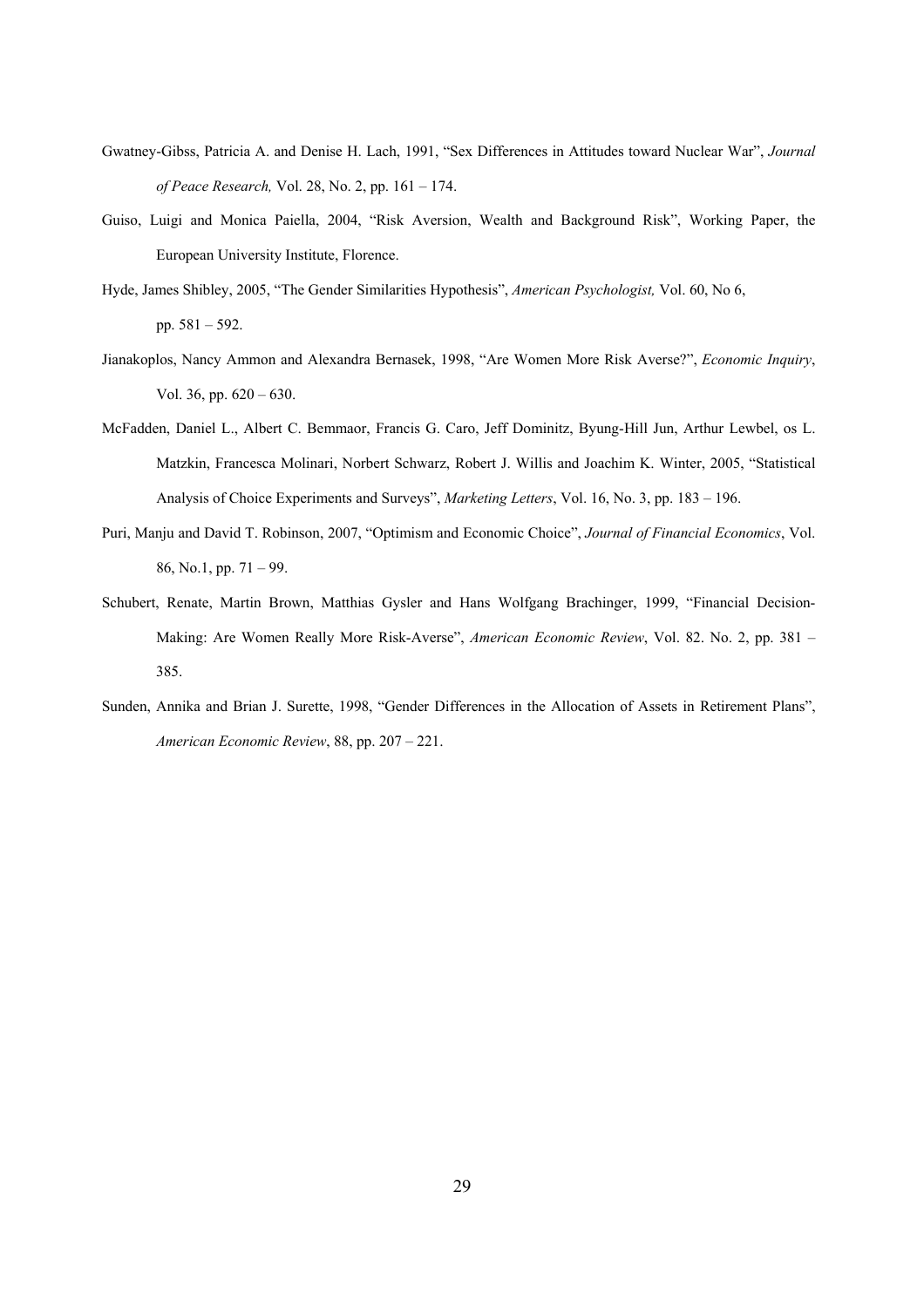Gwatney-Gibss, Patricia A. and Denise H. Lach, 1991, "Sex Differences in Attitudes toward Nuclear War", *Journal of Peace Research,* Vol. 28, No. 2, pp. 161 – 174.

Guiso, Luigi and Monica Paiella, 2004, "Risk Aversion, Wealth and Background Risk", Working Paper, the European University Institute, Florence.

Hyde, James Shibley, 2005, "The Gender Similarities Hypothesis", *American Psychologist,* Vol. 60, No 6, pp. 581 – 592.

Jianakoplos, Nancy Ammon and Alexandra Bernasek, 1998, "Are Women More Risk Averse?", *Economic Inquiry*, Vol. 36, pp. 620 – 630.

McFadden, Daniel L., Albert C. Bemmaor, Francis G. Caro, Jeff Dominitz, Byung-Hill Jun, Arthur Lewbel, os L. Matzkin, Francesca Molinari, Norbert Schwarz, Robert J. Willis and Joachim K. Winter, 2005, "Statistical Analysis of Choice Experiments and Surveys", *Marketing Letters*, Vol. 16, No. 3, pp. 183 – 196.

Puri, Manju and David T. Robinson, 2007, "Optimism and Economic Choice", *Journal of Financial Economics*, Vol. 86, No.1, pp. 71 – 99.

Schubert, Renate, Martin Brown, Matthias Gysler and Hans Wolfgang Brachinger, 1999, "Financial Decision-Making: Are Women Really More Risk-Averse", *American Economic Review*, Vol. 82. No. 2, pp. 381 – 385.

Sunden, Annika and Brian J. Surette, 1998, "Gender Differences in the Allocation of Assets in Retirement Plans", *American Economic Review*, 88, pp. 207 – 221.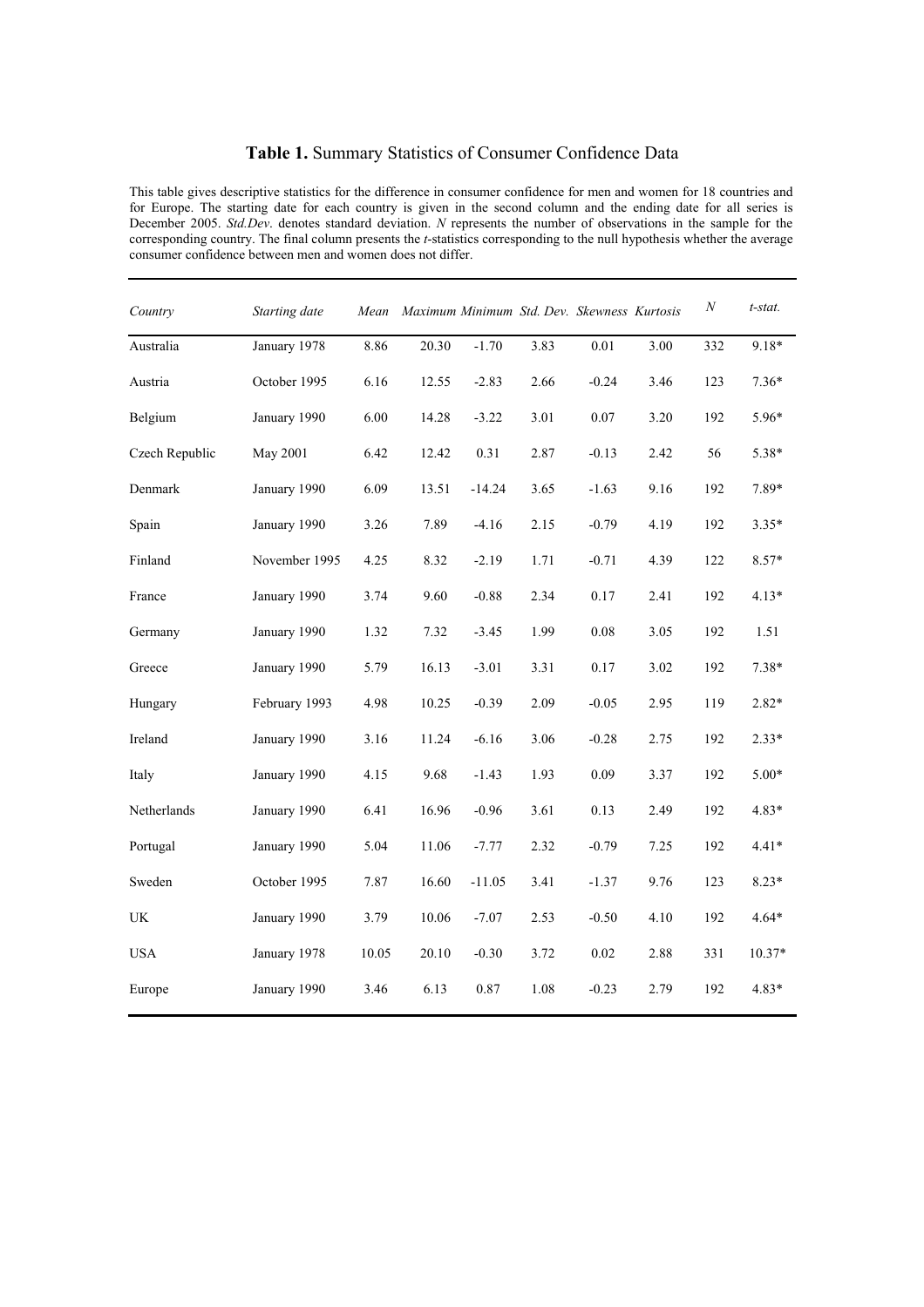## **Table 1.** Summary Statistics of Consumer Confidence Data

This table gives descriptive statistics for the difference in consumer confidence for men and women for 18 countries and for Europe. The starting date for each country is given in the second column and the ending date for all series is December 2005. *Std.Dev.* denotes standard deviation. *N* represents the number of observations in the sample for the corresponding country. The final column presents the *t*-statistics corresponding to the null hypothesis whether the average consumer confidence between men and women does not differ.

| *Country* | *Starting date* | *Mean* | *Maximum* | *Minimum* | *Std. Dev.* | *Skewness* | *Kurtosis* | *N* | *t-stat.* |
|---|---|---|---|---|---|---|---|---|---|
| Australia | January 1978 | 8.86 | 20.30 | -1.70 | 3.83 | 0.01 | 3.00 | 332 | 9.18* |
| Austria | October 1995 | 6.16 | 12.55 | -2.83 | 2.66 | -0.24 | 3.46 | 123 | 7.36* |
| Belgium | January 1990 | 6.00 | 14.28 | -3.22 | 3.01 | 0.07 | 3.20 | 192 | 5.96* |
| Czech Republic | May 2001 | 6.42 | 12.42 | 0.31 | 2.87 | -0.13 | 2.42 | 56 | 5.38* |
| Denmark | January 1990 | 6.09 | 13.51 | -14.24 | 3.65 | -1.63 | 9.16 | 192 | 7.89* |
| Spain | January 1990 | 3.26 | 7.89 | -4.16 | 2.15 | -0.79 | 4.19 | 192 | 3.35* |
| Finland | November 1995 | 4.25 | 8.32 | -2.19 | 1.71 | -0.71 | 4.39 | 122 | 8.57* |
| France | January 1990 | 3.74 | 9.60 | -0.88 | 2.34 | 0.17 | 2.41 | 192 | 4.13* |
| Germany | January 1990 | 1.32 | 7.32 | -3.45 | 1.99 | 0.08 | 3.05 | 192 | 1.51 |
| Greece | January 1990 | 5.79 | 16.13 | -3.01 | 3.31 | 0.17 | 3.02 | 192 | 7.38* |
| Hungary | February 1993 | 4.98 | 10.25 | -0.39 | 2.09 | -0.05 | 2.95 | 119 | 2.82* |
| Ireland | January 1990 | 3.16 | 11.24 | -6.16 | 3.06 | -0.28 | 2.75 | 192 | 2.33* |
| Italy | January 1990 | 4.15 | 9.68 | -1.43 | 1.93 | 0.09 | 3.37 | 192 | 5.00* |
| Netherlands | January 1990 | 6.41 | 16.96 | -0.96 | 3.61 | 0.13 | 2.49 | 192 | 4.83* |
| Portugal | January 1990 | 5.04 | 11.06 | -7.77 | 2.32 | -0.79 | 7.25 | 192 | 4.41* |
| Sweden | October 1995 | 7.87 | 16.60 | -11.05 | 3.41 | -1.37 | 9.76 | 123 | 8.23* |
| UK | January 1990 | 3.79 | 10.06 | -7.07 | 2.53 | -0.50 | 4.10 | 192 | 4.64* |
| USA | January 1978 | 10.05 | 20.10 | -0.30 | 3.72 | 0.02 | 2.88 | 331 | 10.37* |
| Europe | January 1990 | 3.46 | 6.13 | 0.87 | 1.08 | -0.23 | 2.79 | 192 | 4.83* |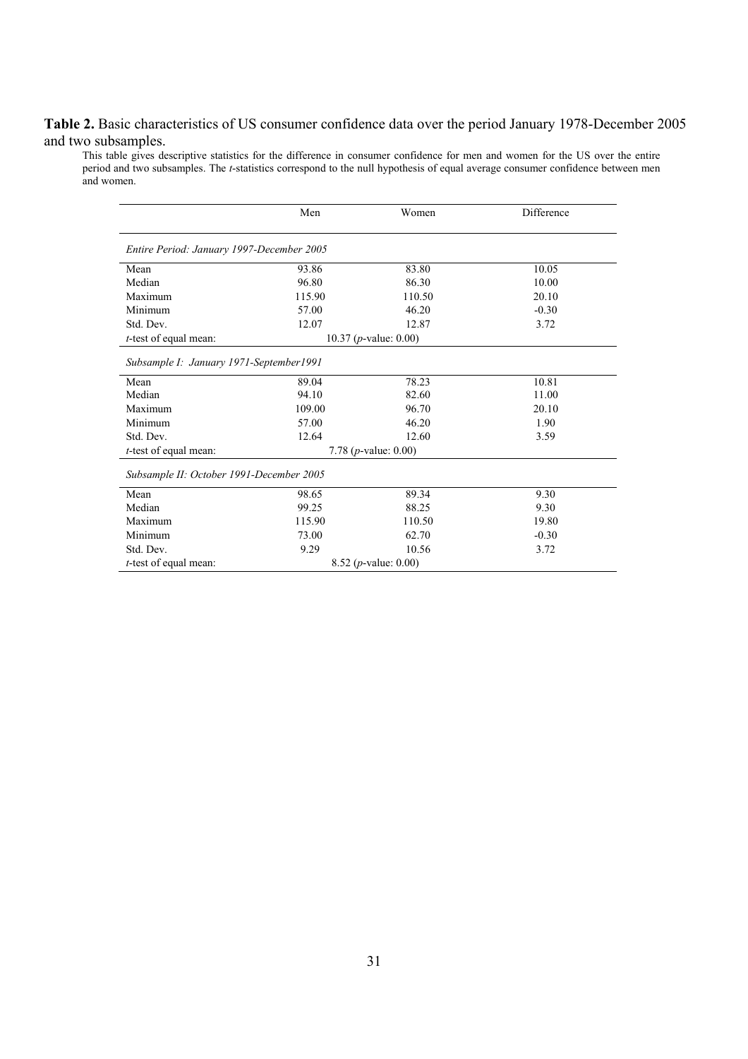**Table 2.** Basic characteristics of US consumer confidence data over the period January 1978-December 2005 and two subsamples.

This table gives descriptive statistics for the difference in consumer confidence for men and women for the US over the entire period and two subsamples. The *t*-statistics correspond to the null hypothesis of equal average consumer confidence between men and women.

| | Men | Women | Difference |
|---|---|---|---|
| *Entire Period: January 1997-December 2005* | | | |
| Mean | 93.86 | 83.80 | 10.05 |
| Median | 96.80 | 86.30 | 10.00 |
| Maximum | 115.90 | 110.50 | 20.10 |
| Minimum | 57.00 | 46.20 | -0.30 |
| Std. Dev. | 12.07 | 12.87 | 3.72 |
| *t*-test of equal mean: | 10.37 (*p*-value: 0.00) | | |
| *Subsample I: January 1971-September1991* | | | |
| Mean | 89.04 | 78.23 | 10.81 |
| Median | 94.10 | 82.60 | 11.00 |
| Maximum | 109.00 | 96.70 | 20.10 |
| Minimum | 57.00 | 46.20 | 1.90 |
| Std. Dev. | 12.64 | 12.60 | 3.59 |
| *t*-test of equal mean: | 7.78 (*p*-value: 0.00) | | |
| *Subsample II: October 1991-December 2005* | | | |
| Mean | 98.65 | 89.34 | 9.30 |
| Median | 99.25 | 88.25 | 9.30 |
| Maximum | 115.90 | 110.50 | 19.80 |
| Minimum | 73.00 | 62.70 | -0.30 |
| Std. Dev. | 9.29 | 10.56 | 3.72 |
| *t*-test of equal mean: | 8.52 (*p*-value: 0.00) | | |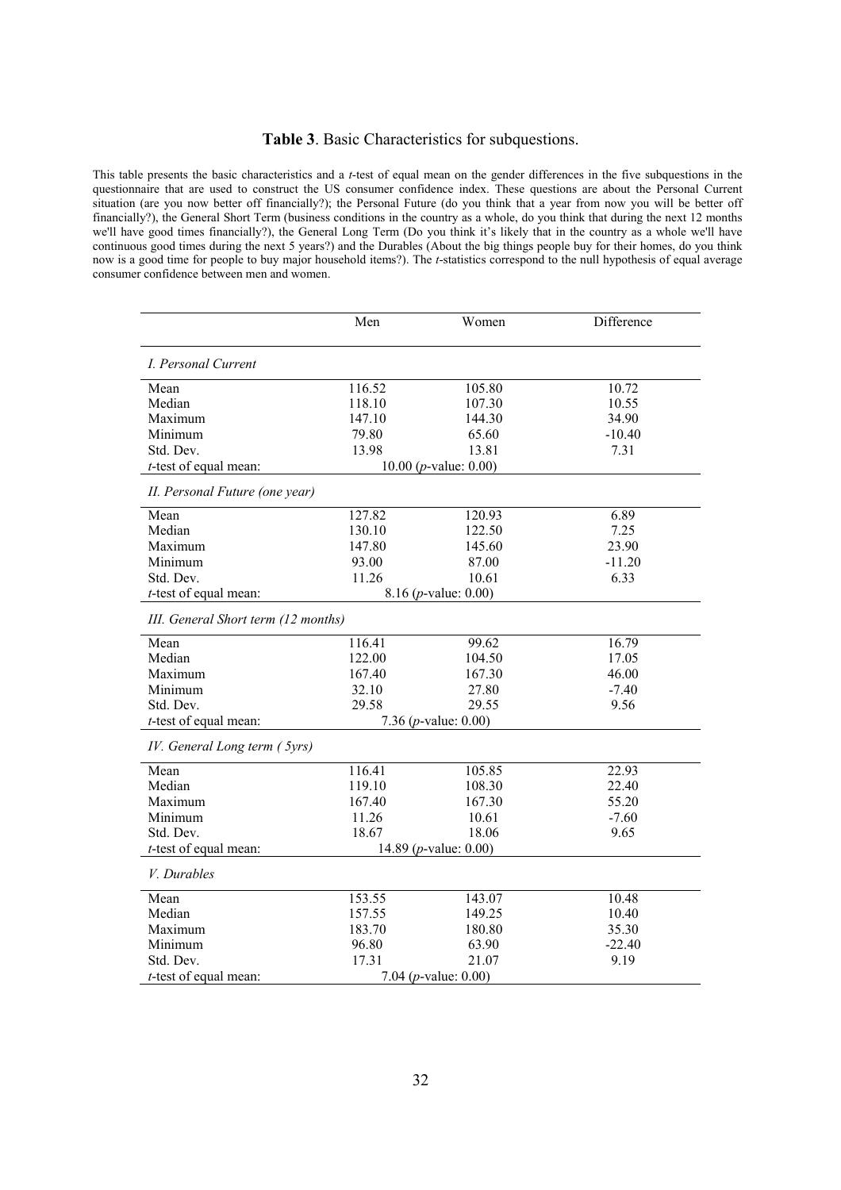**Table 3**. Basic Characteristics for subquestions.

This table presents the basic characteristics and a *t*-test of equal mean on the gender differences in the five subquestions in the questionnaire that are used to construct the US consumer confidence index. These questions are about the Personal Current situation (are you now better off financially?); the Personal Future (do you think that a year from now you will be better off financially?), the General Short Term (business conditions in the country as a whole, do you think that during the next 12 months we'll have good times financially?), the General Long Term (Do you think it's likely that in the country as a whole we'll have continuous good times during the next 5 years?) and the Durables (About the big things people buy for their homes, do you think now is a good time for people to buy major household items?). The *t*-statistics correspond to the null hypothesis of equal average consumer confidence between men and women.

| | Men | Women | Difference |
|---|---|---|---|
| *I. Personal Current* | | | |
| Mean | 116.52 | 105.80 | 10.72 |
| Median | 118.10 | 107.30 | 10.55 |
| Maximum | 147.10 | 144.30 | 34.90 |
| Minimum | 79.80 | 65.60 | -10.40 |
| Std. Dev. | 13.98 | 13.81 | 7.31 |
| *t*-test of equal mean: | 10.00 (*p*-value: 0.00) | | |
| *II. Personal Future (one year)* | | | |
| Mean | 127.82 | 120.93 | 6.89 |
| Median | 130.10 | 122.50 | 7.25 |
| Maximum | 147.80 | 145.60 | 23.90 |
| Minimum | 93.00 | 87.00 | -11.20 |
| Std. Dev. | 11.26 | 10.61 | 6.33 |
| *t*-test of equal mean: | 8.16 (*p*-value: 0.00) | | |
| *III. General Short term (12 months)* | | | |
| Mean | 116.41 | 99.62 | 16.79 |
| Median | 122.00 | 104.50 | 17.05 |
| Maximum | 167.40 | 167.30 | 46.00 |
| Minimum | 32.10 | 27.80 | -7.40 |
| Std. Dev. | 29.58 | 29.55 | 9.56 |
| *t*-test of equal mean: | 7.36 (*p*-value: 0.00) | | |
| *IV. General Long term ( 5yrs)* | | | |
| Mean | 116.41 | 105.85 | 22.93 |
| Median | 119.10 | 108.30 | 22.40 |
| Maximum | 167.40 | 167.30 | 55.20 |
| Minimum | 11.26 | 10.61 | -7.60 |
| Std. Dev. | 18.67 | 18.06 | 9.65 |
| *t*-test of equal mean: | 14.89 (*p*-value: 0.00) | | |
| *V. Durables* | | | |
| Mean | 153.55 | 143.07 | 10.48 |
| Median | 157.55 | 149.25 | 10.40 |
| Maximum | 183.70 | 180.80 | 35.30 |
| Minimum | 96.80 | 63.90 | -22.40 |
| Std. Dev. | 17.31 | 21.07 | 9.19 |
| *t*-test of equal mean: | 7.04 (*p*-value: 0.00) | | |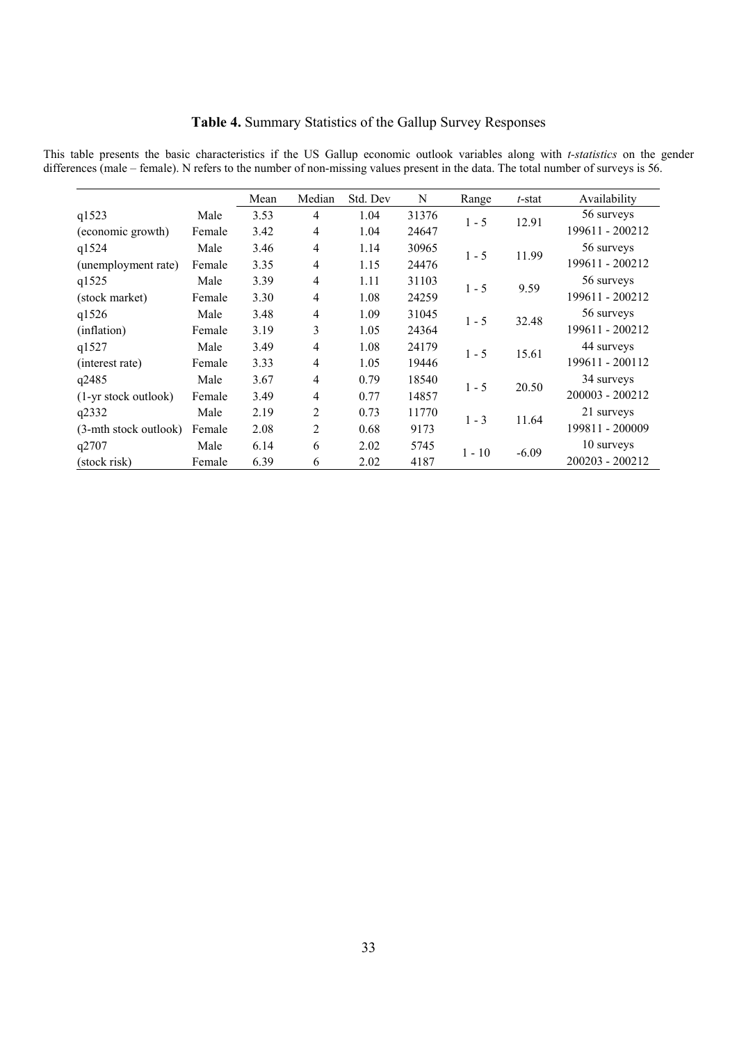**Table 4.** Summary Statistics of the Gallup Survey Responses

This table presents the basic characteristics if the US Gallup economic outlook variables along with *t-statistics* on the gender differences (male – female). N refers to the number of non-missing values present in the data. The total number of surveys is 56.

| | | Mean | Median | Std. Dev | N | Range | *t*-stat | Availability |
|---|---|---|---|---|---|---|---|---|
| q1523 | Male | 3.53 | 4 | 1.04 | 31376 | 1 - 5 | 12.91 | 56 surveys |
| (economic growth) | Female | 3.42 | 4 | 1.04 | 24647 | | | 199611 - 200212 |
| q1524 | Male | 3.46 | 4 | 1.14 | 30965 | 1 - 5 | 11.99 | 56 surveys |
| (unemployment rate) | Female | 3.35 | 4 | 1.15 | 24476 | | | 199611 - 200212 |
| q1525 | Male | 3.39 | 4 | 1.11 | 31103 | 1 - 5 | 9.59 | 56 surveys |
| (stock market) | Female | 3.30 | 4 | 1.08 | 24259 | | | 199611 - 200212 |
| q1526 | Male | 3.48 | 4 | 1.09 | 31045 | 1 - 5 | 32.48 | 56 surveys |
| (inflation) | Female | 3.19 | 3 | 1.05 | 24364 | | | 199611 - 200212 |
| q1527 | Male | 3.49 | 4 | 1.08 | 24179 | 1 - 5 | 15.61 | 44 surveys |
| (interest rate) | Female | 3.33 | 4 | 1.05 | 19446 | | | 199611 - 200112 |
| q2485 | Male | 3.67 | 4 | 0.79 | 18540 | 1 - 5 | 20.50 | 34 surveys |
| (1-yr stock outlook) | Female | 3.49 | 4 | 0.77 | 14857 | | | 200003 - 200212 |
| q2332 | Male | 2.19 | 2 | 0.73 | 11770 | 1 - 3 | 11.64 | 21 surveys |
| (3-mth stock outlook) | Female | 2.08 | 2 | 0.68 | 9173 | | | 199811 - 200009 |
| q2707 | Male | 6.14 | 6 | 2.02 | 5745 | 1 - 10 | -6.09 | 10 surveys |
| (stock risk) | Female | 6.39 | 6 | 2.02 | 4187 | | | 200203 - 200212 |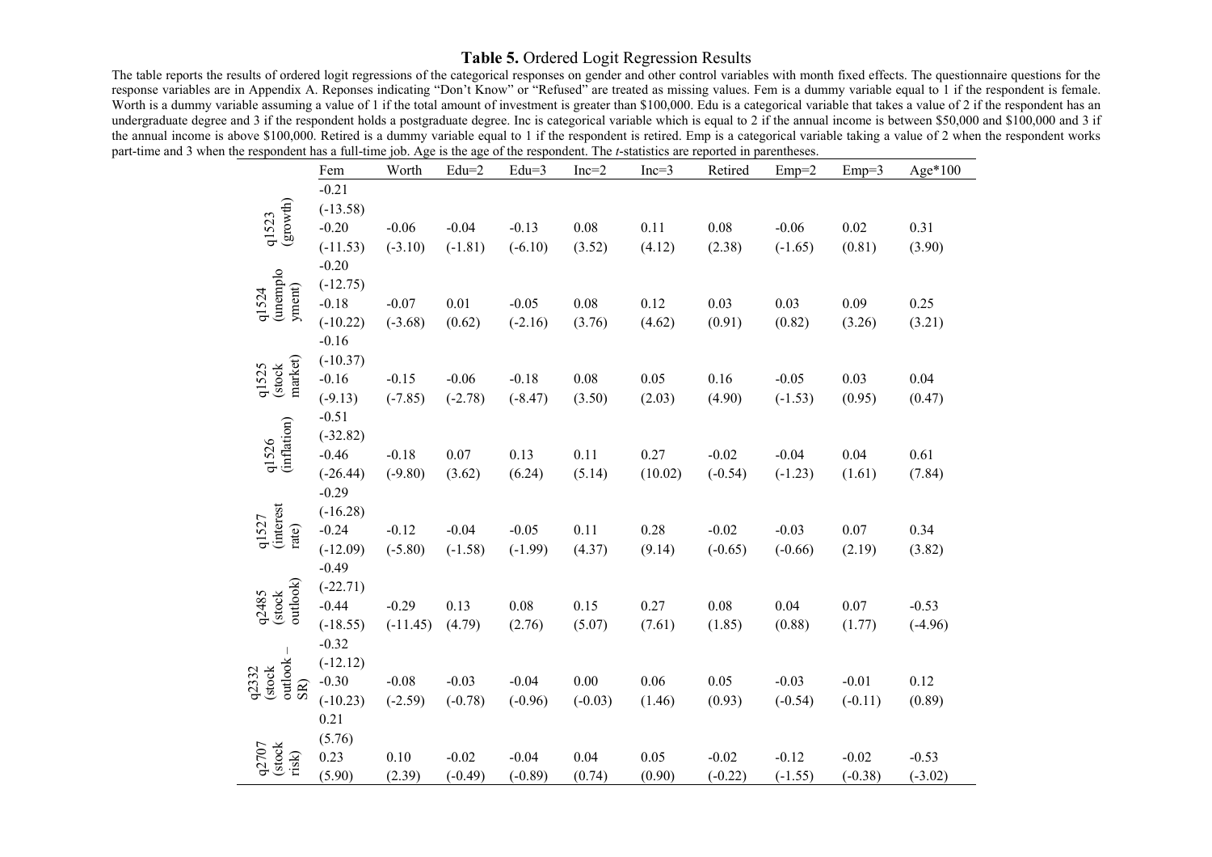## **Table 5.** Ordered Logit Regression Results

The table reports the results of ordered logit regressions of the categorical responses on gender and other control variables with month fixed effects. The questionnaire questions for the response variables are in Appendix A. Reponses indicating "Don't Know" or "Refused" are treated as missing values. Fem is a dummy variable equal to 1 if the respondent is female. Worth is a dummy variable assuming a value of 1 if the total amount of investment is greater than $100,000. Edu is a categorical variable that takes a value of 2 if the respondent has an undergraduate degree and 3 if the respondent holds a postgraduate degree. Inc is categorical variable which is equal to 2 if the annual income is between $50,000 and $100,000 and 3 if the annual income is above $100,000. Retired is a dummy variable equal to 1 if the respondent is retired. Emp is a categorical variable taking a value of 2 when the respondent works part-time and 3 when the respondent has a full-time job. Age is the age of the respondent. The *t*-statistics are reported in parentheses.

| | Fem | Worth | Edu=2 | Edu=3 | Inc=2 | Inc=3 | Retired | Emp=2 | Emp=3 | Age*100 |
|---|---|---|---|---|---|---|---|---|---|---|
| q1523 (growth) | -0.21 | | | | | | | | | |
| | (-13.58) | | | | | | | | | |
| | -0.20 | -0.06 | -0.04 | -0.13 | 0.08 | 0.11 | 0.08 | -0.06 | 0.02 | 0.31 |
| | (-11.53) | (-3.10) | (-1.81) | (-6.10) | (3.52) | (4.12) | (2.38) | (-1.65) | (0.81) | (3.90) |
| q1524 (unemployment) | -0.20 | | | | | | | | | |
| | (-12.75) | | | | | | | | | |
| | -0.18 | -0.07 | 0.01 | -0.05 | 0.08 | 0.12 | 0.03 | 0.03 | 0.09 | 0.25 |
| | (-10.22) | (-3.68) | (0.62) | (-2.16) | (3.76) | (4.62) | (0.91) | (0.82) | (3.26) | (3.21) |
| q1525 (stock market) | -0.16 | | | | | | | | | |
| | (-10.37) | | | | | | | | | |
| | -0.16 | -0.15 | -0.06 | -0.18 | 0.08 | 0.05 | 0.16 | -0.05 | 0.03 | 0.04 |
| | (-9.13) | (-7.85) | (-2.78) | (-8.47) | (3.50) | (2.03) | (4.90) | (-1.53) | (0.95) | (0.47) |
| q1526 (inflation) | -0.51 | | | | | | | | | |
| | (-32.82) | | | | | | | | | |
| | -0.46 | -0.18 | 0.07 | 0.13 | 0.11 | 0.27 | -0.02 | -0.04 | 0.04 | 0.61 |
| | (-26.44) | (-9.80) | (3.62) | (6.24) | (5.14) | (10.02) | (-0.54) | (-1.23) | (1.61) | (7.84) |
| q1527 (interest rate) | -0.29 | | | | | | | | | |
| | (-16.28) | | | | | | | | | |
| | -0.24 | -0.12 | -0.04 | -0.05 | 0.11 | 0.28 | -0.02 | -0.03 | 0.07 | 0.34 |
| | (-12.09) | (-5.80) | (-1.58) | (-1.99) | (4.37) | (9.14) | (-0.65) | (-0.66) | (2.19) | (3.82) |
| q2485 (stock outlook) | -0.49 | | | | | | | | | |
| | (-22.71) | | | | | | | | | |
| | -0.44 | -0.29 | 0.13 | 0.08 | 0.15 | 0.27 | 0.08 | 0.04 | 0.07 | -0.53 |
| | (-18.55) | (-11.45) | (4.79) | (2.76) | (5.07) | (7.61) | (1.85) | (0.88) | (1.77) | (-4.96) |
| q2332 (stock outlook – SR) | -0.32 | | | | | | | | | |
| | (-12.12) | | | | | | | | | |
| | -0.30 | -0.08 | -0.03 | -0.04 | 0.00 | 0.06 | 0.05 | -0.03 | -0.01 | 0.12 |
| | (-10.23) | (-2.59) | (-0.78) | (-0.96) | (-0.03) | (1.46) | (0.93) | (-0.54) | (-0.11) | (0.89) |
| q2707 (stock risk) | 0.21 | | | | | | | | | |
| | (5.76) | | | | | | | | | |
| | 0.23 | 0.10 | -0.02 | -0.04 | 0.04 | 0.05 | -0.02 | -0.12 | -0.02 | -0.53 |
| | (5.90) | (2.39) | (-0.49) | (-0.89) | (0.74) | (0.90) | (-0.22) | (-1.55) | (-0.38) | (-3.02) |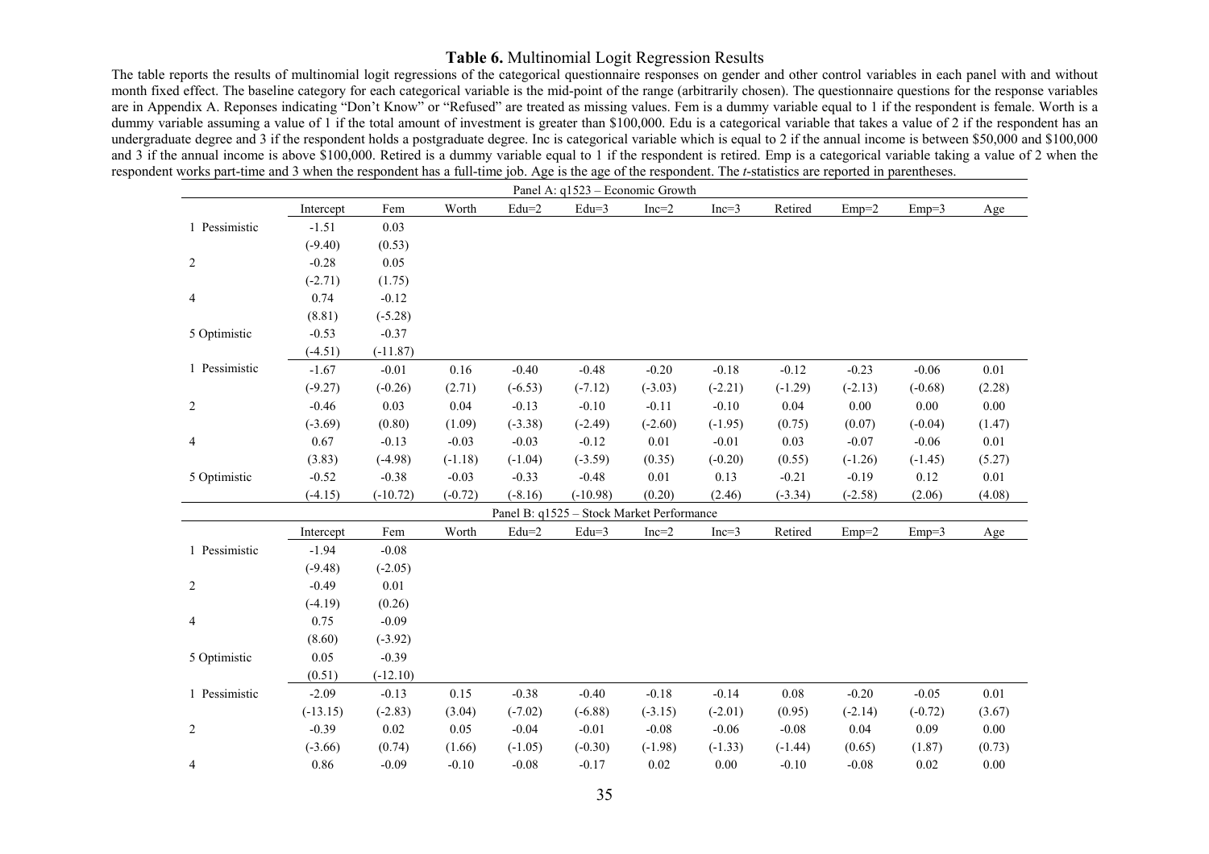**Table 6.** Multinomial Logit Regression Results

The table reports the results of multinomial logit regressions of the categorical questionnaire responses on gender and other control variables in each panel with and without month fixed effect. The baseline category for each categorical variable is the mid-point of the range (arbitrarily chosen). The questionnaire questions for the response variables are in Appendix A. Reponses indicating "Don't Know" or "Refused" are treated as missing values. Fem is a dummy variable equal to 1 if the respondent is female. Worth is a dummy variable assuming a value of 1 if the total amount of investment is greater than $100,000. Edu is a categorical variable that takes a value of 2 if the respondent has an undergraduate degree and 3 if the respondent holds a postgraduate degree. Inc is categorical variable which is equal to 2 if the annual income is between $50,000 and $100,000 and 3 if the annual income is above $100,000. Retired is a dummy variable equal to 1 if the respondent is retired. Emp is a categorical variable taking a value of 2 when the respondent works part-time and 3 when the respondent has a full-time job. Age is the age of the respondent. The *t*-statistics are reported in parentheses.

| Panel A: q1523 – Economic Growth | | | | | | | | | | | |
|---|---|---|---|---|---|---|---|---|---|---|---|
| | Intercept | Fem | Worth | Edu=2 | Edu=3 | Inc=2 | Inc=3 | Retired | Emp=2 | Emp=3 | Age |
| 1 Pessimistic | -1.51 | 0.03 | | | | | | | | | |
| | (-9.40) | (0.53) | | | | | | | | | |
| 2 | -0.28 | 0.05 | | | | | | | | | |
| | (-2.71) | (1.75) | | | | | | | | | |
| 4 | 0.74 | -0.12 | | | | | | | | | |
| | (8.81) | (-5.28) | | | | | | | | | |
| 5 Optimistic | -0.53 | -0.37 | | | | | | | | | |
| | (-4.51) | (-11.87) | | | | | | | | | |
| 1 Pessimistic | -1.67 | -0.01 | 0.16 | -0.40 | -0.48 | -0.20 | -0.18 | -0.12 | -0.23 | -0.06 | 0.01 |
| | (-9.27) | (-0.26) | (2.71) | (-6.53) | (-7.12) | (-3.03) | (-2.21) | (-1.29) | (-2.13) | (-0.68) | (2.28) |
| 2 | -0.46 | 0.03 | 0.04 | -0.13 | -0.10 | -0.11 | -0.10 | 0.04 | 0.00 | 0.00 | 0.00 |
| | (-3.69) | (0.80) | (1.09) | (-3.38) | (-2.49) | (-2.60) | (-1.95) | (0.75) | (0.07) | (-0.04) | (1.47) |
| 4 | 0.67 | -0.13 | -0.03 | -0.03 | -0.12 | 0.01 | -0.01 | 0.03 | -0.07 | -0.06 | 0.01 |
| | (3.83) | (-4.98) | (-1.18) | (-1.04) | (-3.59) | (0.35) | (-0.20) | (0.55) | (-1.26) | (-1.45) | (5.27) |
| 5 Optimistic | -0.52 | -0.38 | -0.03 | -0.33 | -0.48 | 0.01 | 0.13 | -0.21 | -0.19 | 0.12 | 0.01 |
| | (-4.15) | (-10.72) | (-0.72) | (-8.16) | (-10.98) | (0.20) | (2.46) | (-3.34) | (-2.58) | (2.06) | (4.08) |
| **Panel B: q1525 – Stock Market Performance** | | | | | | | | | | | |
| | Intercept | Fem | Worth | Edu=2 | Edu=3 | Inc=2 | Inc=3 | Retired | Emp=2 | Emp=3 | Age |
| 1 Pessimistic | -1.94 | -0.08 | | | | | | | | | |
| | (-9.48) | (-2.05) | | | | | | | | | |
| 2 | -0.49 | 0.01 | | | | | | | | | |
| | (-4.19) | (0.26) | | | | | | | | | |
| 4 | 0.75 | -0.09 | | | | | | | | | |
| | (8.60) | (-3.92) | | | | | | | | | |
| 5 Optimistic | 0.05 | -0.39 | | | | | | | | | |
| | (0.51) | (-12.10) | | | | | | | | | |
| 1 Pessimistic | -2.09 | -0.13 | 0.15 | -0.38 | -0.40 | -0.18 | -0.14 | 0.08 | -0.20 | -0.05 | 0.01 |
| | (-13.15) | (-2.83) | (3.04) | (-7.02) | (-6.88) | (-3.15) | (-2.01) | (0.95) | (-2.14) | (-0.72) | (3.67) |
| 2 | -0.39 | 0.02 | 0.05 | -0.04 | -0.01 | -0.08 | -0.06 | -0.08 | 0.04 | 0.09 | 0.00 |
| | (-3.66) | (0.74) | (1.66) | (-1.05) | (-0.30) | (-1.98) | (-1.33) | (-1.44) | (0.65) | (1.87) | (0.73) |
| 4 | 0.86 | -0.09 | -0.10 | -0.08 | -0.17 | 0.02 | 0.00 | -0.10 | -0.08 | 0.02 | 0.00 |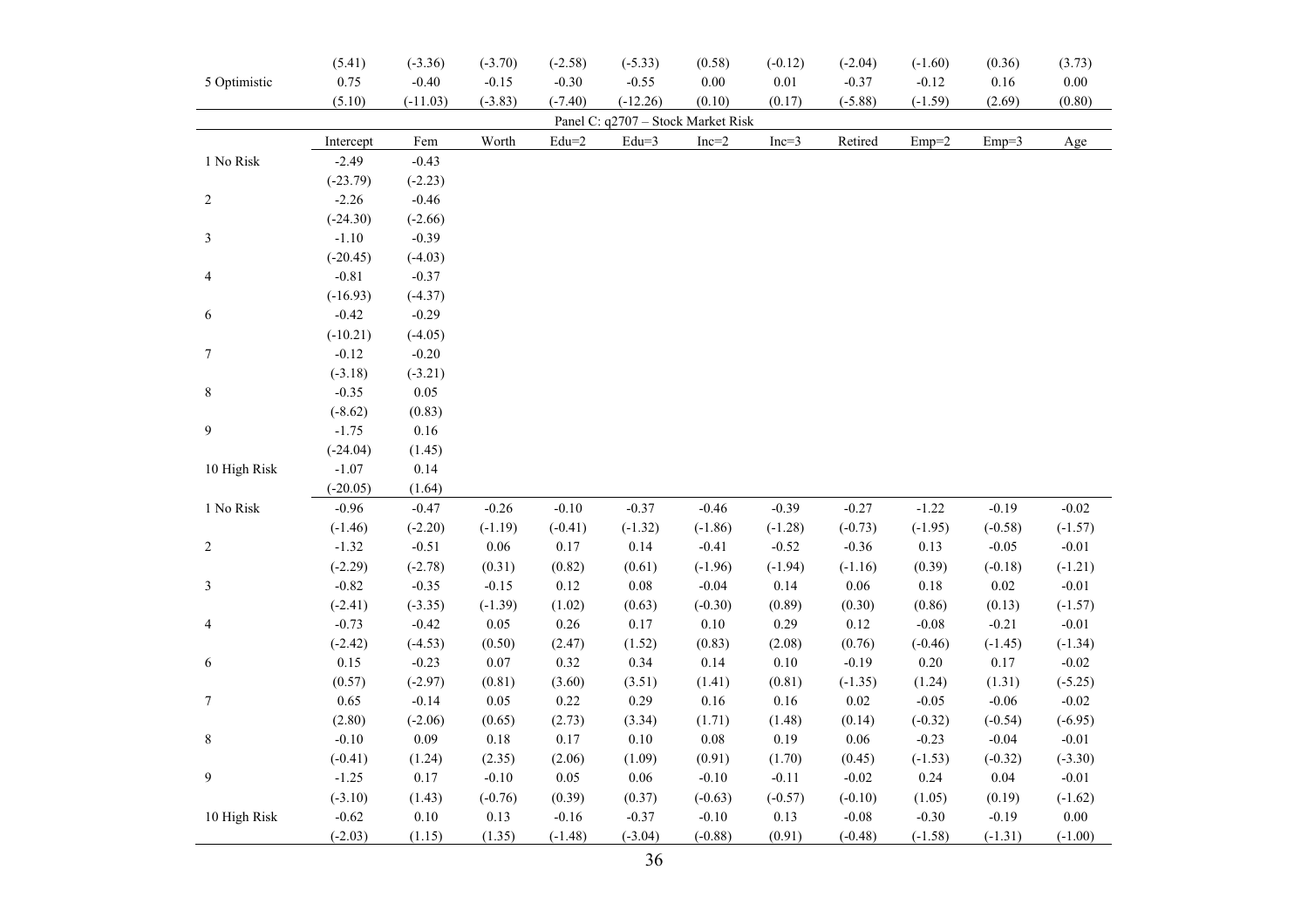| | (5.41) | (-3.36) | (-3.70) | (-2.58) | (-5.33) | (0.58) | (-0.12) | (-2.04) | (-1.60) | (0.36) | (3.73) |
|---|---|---|---|---|---|---|---|---|---|---|---|
| 5 Optimistic | 0.75 | -0.40 | -0.15 | -0.30 | -0.55 | 0.00 | 0.01 | -0.37 | -0.12 | 0.16 | 0.00 |
| | (5.10) | (-11.03) | (-3.83) | (-7.40) | (-12.26) | (0.10) | (0.17) | (-5.88) | (-1.59) | (2.69) | (0.80) |

Panel C: q2707 – Stock Market Risk

| | Intercept | Fem | Worth | Edu=2 | Edu=3 | Inc=2 | Inc=3 | Retired | Emp=2 | Emp=3 | Age |
|---|---|---|---|---|---|---|---|---|---|---|---|
| 1 No Risk | -2.49 | -0.43 | | | | | | | | | |
| | (-23.79) | (-2.23) | | | | | | | | | |
| 2 | -2.26 | -0.46 | | | | | | | | | |
| | (-24.30) | (-2.66) | | | | | | | | | |
| 3 | -1.10 | -0.39 | | | | | | | | | |
| | (-20.45) | (-4.03) | | | | | | | | | |
| 4 | -0.81 | -0.37 | | | | | | | | | |
| | (-16.93) | (-4.37) | | | | | | | | | |
| 6 | -0.42 | -0.29 | | | | | | | | | |
| | (-10.21) | (-4.05) | | | | | | | | | |
| 7 | -0.12 | -0.20 | | | | | | | | | |
| | (-3.18) | (-3.21) | | | | | | | | | |
| 8 | -0.35 | 0.05 | | | | | | | | | |
| | (-8.62) | (0.83) | | | | | | | | | |
| 9 | -1.75 | 0.16 | | | | | | | | | |
| | (-24.04) | (1.45) | | | | | | | | | |
| 10 High Risk | -1.07 | 0.14 | | | | | | | | | |
| | (-20.05) | (1.64) | | | | | | | | | |
| 1 No Risk | -0.96 | -0.47 | -0.26 | -0.10 | -0.37 | -0.46 | -0.39 | -0.27 | -1.22 | -0.19 | -0.02 |
| | (-1.46) | (-2.20) | (-1.19) | (-0.41) | (-1.32) | (-1.86) | (-1.28) | (-0.73) | (-1.95) | (-0.58) | (-1.57) |
| 2 | -1.32 | -0.51 | 0.06 | 0.17 | 0.14 | -0.41 | -0.52 | -0.36 | 0.13 | -0.05 | -0.01 |
| | (-2.29) | (-2.78) | (0.31) | (0.82) | (0.61) | (-1.96) | (-1.94) | (-1.16) | (0.39) | (-0.18) | (-1.21) |
| 3 | -0.82 | -0.35 | -0.15 | 0.12 | 0.08 | -0.04 | 0.14 | 0.06 | 0.18 | 0.02 | -0.01 |
| | (-2.41) | (-3.35) | (-1.39) | (1.02) | (0.63) | (-0.30) | (0.89) | (0.30) | (0.86) | (0.13) | (-1.57) |
| 4 | -0.73 | -0.42 | 0.05 | 0.26 | 0.17 | 0.10 | 0.29 | 0.12 | -0.08 | -0.21 | -0.01 |
| | (-2.42) | (-4.53) | (0.50) | (2.47) | (1.52) | (0.83) | (2.08) | (0.76) | (-0.46) | (-1.45) | (-1.34) |
| 6 | 0.15 | -0.23 | 0.07 | 0.32 | 0.34 | 0.14 | 0.10 | -0.19 | 0.20 | 0.17 | -0.02 |
| | (0.57) | (-2.97) | (0.81) | (3.60) | (3.51) | (1.41) | (0.81) | (-1.35) | (1.24) | (1.31) | (-5.25) |
| 7 | 0.65 | -0.14 | 0.05 | 0.22 | 0.29 | 0.16 | 0.16 | 0.02 | -0.05 | -0.06 | -0.02 |
| | (2.80) | (-2.06) | (0.65) | (2.73) | (3.34) | (1.71) | (1.48) | (0.14) | (-0.32) | (-0.54) | (-6.95) |
| 8 | -0.10 | 0.09 | 0.18 | 0.17 | 0.10 | 0.08 | 0.19 | 0.06 | -0.23 | -0.04 | -0.01 |
| | (-0.41) | (1.24) | (2.35) | (2.06) | (1.09) | (0.91) | (1.70) | (0.45) | (-1.53) | (-0.32) | (-3.30) |
| 9 | -1.25 | 0.17 | -0.10 | 0.05 | 0.06 | -0.10 | -0.11 | -0.02 | 0.24 | 0.04 | -0.01 |
| | (-3.10) | (1.43) | (-0.76) | (0.39) | (0.37) | (-0.63) | (-0.57) | (-0.10) | (1.05) | (0.19) | (-1.62) |
| 10 High Risk | -0.62 | 0.10 | 0.13 | -0.16 | -0.37 | -0.10 | 0.13 | -0.08 | -0.30 | -0.19 | 0.00 |
| | (-2.03) | (1.15) | (1.35) | (-1.48) | (-3.04) | (-0.88) | (0.91) | (-0.48) | (-1.58) | (-1.31) | (-1.00) |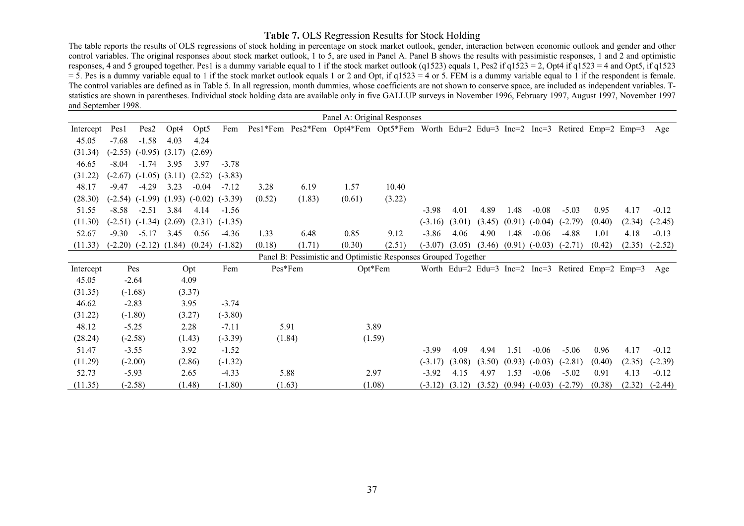**Table 7.** OLS Regression Results for Stock Holding

The table reports the results of OLS regressions of stock holding in percentage on stock market outlook, gender, interaction between economic outlook and gender and other control variables. The original responses about stock market outlook, 1 to 5, are used in Panel A. Panel B shows the results with pessimistic responses, 1 and 2 and optimistic responses, 4 and 5 grouped together. Pes1 is a dummy variable equal to 1 if the stock market outlook (q1523) equals 1, Pes2 if q1523 = 2, Opt4 if q1523 = 4 and Opt5, if q1523 = 5. Pes is a dummy variable equal to 1 if the stock market outlook equals 1 or 2 and Opt, if q1523 = 4 or 5. FEM is a dummy variable equal to 1 if the respondent is female. The control variables are defined as in Table 5. In all regression, month dummies, whose coefficients are not shown to conserve space, are included as independent variables. T-statistics are shown in parentheses. Individual stock holding data are available only in five GALLUP surveys in November 1996, February 1997, August 1997, November 1997 and September 1998.

Panel A: Original Responses

| Intercept | Pes1 | Pes2 | Opt4 | Opt5 | Fem | Pes1*Fem | Pes2*Fem | Opt4*Fem | Opt5*Fem | Worth | Edu=2 | Edu=3 | Inc=2 | Inc=3 | Retired | Emp=2 | Emp=3 | Age |
|---|---|---|---|---|---|---|---|---|---|---|---|---|---|---|---|---|---|---|
| 45.05 | -7.68 | -1.58 | 4.03 | 4.24 | | | | | | | | | | | | | | |
| (31.34) | (-2.55) | (-0.95) | (3.17) | (2.69) | | | | | | | | | | | | | | |
| 46.65 | -8.04 | -1.74 | 3.95 | 3.97 | -3.78 | | | | | | | | | | | | | |
| (31.22) | (-2.67) | (-1.05) | (3.11) | (2.52) | (-3.83) | | | | | | | | | | | | | |
| 48.17 | -9.47 | -4.29 | 3.23 | -0.04 | -7.12 | 3.28 | 6.19 | 1.57 | 10.40 | | | | | | | | | |
| (28.30) | (-2.54) | (-1.99) | (1.93) | (-0.02) | (-3.39) | (0.52) | (1.83) | (0.61) | (3.22) | | | | | | | | | |
| 51.55 | -8.58 | -2.51 | 3.84 | 4.14 | -1.56 | | | | | -3.98 | 4.01 | 4.89 | 1.48 | -0.08 | -5.03 | 0.95 | 4.17 | -0.12 |
| (11.30) | (-2.51) | (-1.34) | (2.69) | (2.31) | (-1.35) | | | | | (-3.16) | (3.01) | (3.45) | (0.91) | (-0.04) | (-2.79) | (0.40) | (2.34) | (-2.45) |
| 52.67 | -9.30 | -5.17 | 3.45 | 0.56 | -4.36 | 1.33 | 6.48 | 0.85 | 9.12 | -3.86 | 4.06 | 4.90 | 1.48 | -0.06 | -4.88 | 1.01 | 4.18 | -0.13 |
| (11.33) | (-2.20) | (-2.12) | (1.84) | (0.24) | (-1.82) | (0.18) | (1.71) | (0.30) | (2.51) | (-3.07) | (3.05) | (3.46) | (0.91) | (-0.03) | (-2.71) | (0.42) | (2.35) | (-2.52) |

Panel B: Pessimistic and Optimistic Responses Grouped Together

| Intercept | Pes | Opt | Fem | Pes*Fem | Opt*Fem | Worth | Edu=2 | Edu=3 | Inc=2 | Inc=3 | Retired | Emp=2 | Emp=3 | Age |
|---|---|---|---|---|---|---|---|---|---|---|---|---|---|---|
| 45.05 | -2.64 | 4.09 | | | | | | | | | | | | |
| (31.35) | (-1.68) | (3.37) | | | | | | | | | | | | |
| 46.62 | -2.83 | 3.95 | -3.74 | | | | | | | | | | | |
| (31.22) | (-1.80) | (3.27) | (-3.80) | | | | | | | | | | | |
| 48.12 | -5.25 | 2.28 | -7.11 | 5.91 | 3.89 | | | | | | | | | |
| (28.24) | (-2.58) | (1.43) | (-3.39) | (1.84) | (1.59) | | | | | | | | | |
| 51.47 | -3.55 | 3.92 | -1.52 | | | -3.99 | 4.09 | 4.94 | 1.51 | -0.06 | -5.06 | 0.96 | 4.17 | -0.12 |
| (11.29) | (-2.00) | (2.86) | (-1.32) | | | (-3.17) | (3.08) | (3.50) | (0.93) | (-0.03) | (-2.81) | (0.40) | (2.35) | (-2.39) |
| 52.73 | -5.93 | 2.65 | -4.33 | 5.88 | 2.97 | -3.92 | 4.15 | 4.97 | 1.53 | -0.06 | -5.02 | 0.91 | 4.13 | -0.12 |
| (11.35) | (-2.58) | (1.48) | (-1.80) | (1.63) | (1.08) | (-3.12) | (3.12) | (3.52) | (0.94) | (-0.03) | (-2.79) | (0.38) | (2.32) | (-2.44) |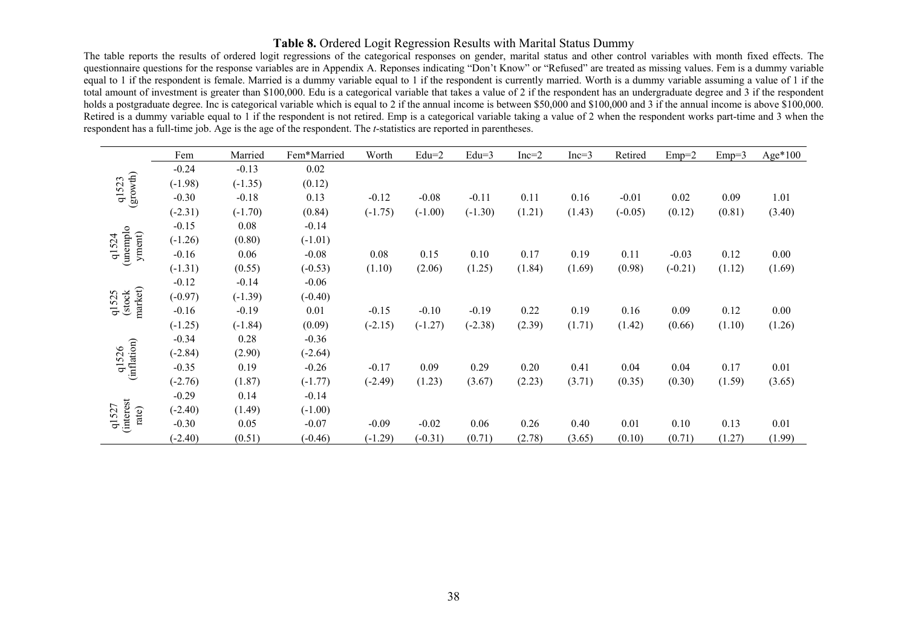**Table 8.** Ordered Logit Regression Results with Marital Status Dummy

The table reports the results of ordered logit regressions of the categorical responses on gender, marital status and other control variables with month fixed effects. The questionnaire questions for the response variables are in Appendix A. Reponses indicating "Don't Know" or "Refused" are treated as missing values. Fem is a dummy variable equal to 1 if the respondent is female. Married is a dummy variable equal to 1 if the respondent is currently married. Worth is a dummy variable assuming a value of 1 if the total amount of investment is greater than $100,000. Edu is a categorical variable that takes a value of 2 if the respondent has an undergraduate degree and 3 if the respondent holds a postgraduate degree. Inc is categorical variable which is equal to 2 if the annual income is between $50,000 and $100,000 and 3 if the annual income is above $100,000. Retired is a dummy variable equal to 1 if the respondent is not retired. Emp is a categorical variable taking a value of 2 when the respondent works part-time and 3 when the respondent has a full-time job. Age is the age of the respondent. The *t*-statistics are reported in parentheses.

| | Fem | Married | Fem*Married | Worth | Edu=2 | Edu=3 | Inc=2 | Inc=3 | Retired | Emp=2 | Emp=3 | Age*100 |
|---|---|---|---|---|---|---|---|---|---|---|---|---|
| q1523 (growth) | -0.24 | -0.13 | 0.02 | | | | | | | | | |
| | (-1.98) | (-1.35) | (0.12) | | | | | | | | | |
| | -0.30 | -0.18 | 0.13 | -0.12 | -0.08 | -0.11 | 0.11 | 0.16 | -0.01 | 0.02 | 0.09 | 1.01 |
| | (-2.31) | (-1.70) | (0.84) | (-1.75) | (-1.00) | (-1.30) | (1.21) | (1.43) | (-0.05) | (0.12) | (0.81) | (3.40) |
| q1524 (unemployment) | -0.15 | 0.08 | -0.14 | | | | | | | | | |
| | (-1.26) | (0.80) | (-1.01) | | | | | | | | | |
| | -0.16 | 0.06 | -0.08 | 0.08 | 0.15 | 0.10 | 0.17 | 0.19 | 0.11 | -0.03 | 0.12 | 0.00 |
| | (-1.31) | (0.55) | (-0.53) | (1.10) | (2.06) | (1.25) | (1.84) | (1.69) | (0.98) | (-0.21) | (1.12) | (1.69) |
| q1525 (stock market) | -0.12 | -0.14 | -0.06 | | | | | | | | | |
| | (-0.97) | (-1.39) | (-0.40) | | | | | | | | | |
| | -0.16 | -0.19 | 0.01 | -0.15 | -0.10 | -0.19 | 0.22 | 0.19 | 0.16 | 0.09 | 0.12 | 0.00 |
| | (-1.25) | (-1.84) | (0.09) | (-2.15) | (-1.27) | (-2.38) | (2.39) | (1.71) | (1.42) | (0.66) | (1.10) | (1.26) |
| q1526 (inflation) | -0.34 | 0.28 | -0.36 | | | | | | | | | |
| | (-2.84) | (2.90) | (-2.64) | | | | | | | | | |
| | -0.35 | 0.19 | -0.26 | -0.17 | 0.09 | 0.29 | 0.20 | 0.41 | 0.04 | 0.04 | 0.17 | 0.01 |
| | (-2.76) | (1.87) | (-1.77) | (-2.49) | (1.23) | (3.67) | (2.23) | (3.71) | (0.35) | (0.30) | (1.59) | (3.65) |
| q1527 (interest rate) | -0.29 | 0.14 | -0.14 | | | | | | | | | |
| | (-2.40) | (1.49) | (-1.00) | | | | | | | | | |
| | -0.30 | 0.05 | -0.07 | -0.09 | -0.02 | 0.06 | 0.26 | 0.40 | 0.01 | 0.10 | 0.13 | 0.01 |
| | (-2.40) | (0.51) | (-0.46) | (-1.29) | (-0.31) | (0.71) | (2.78) | (3.65) | (0.10) | (0.71) | (1.27) | (1.99) |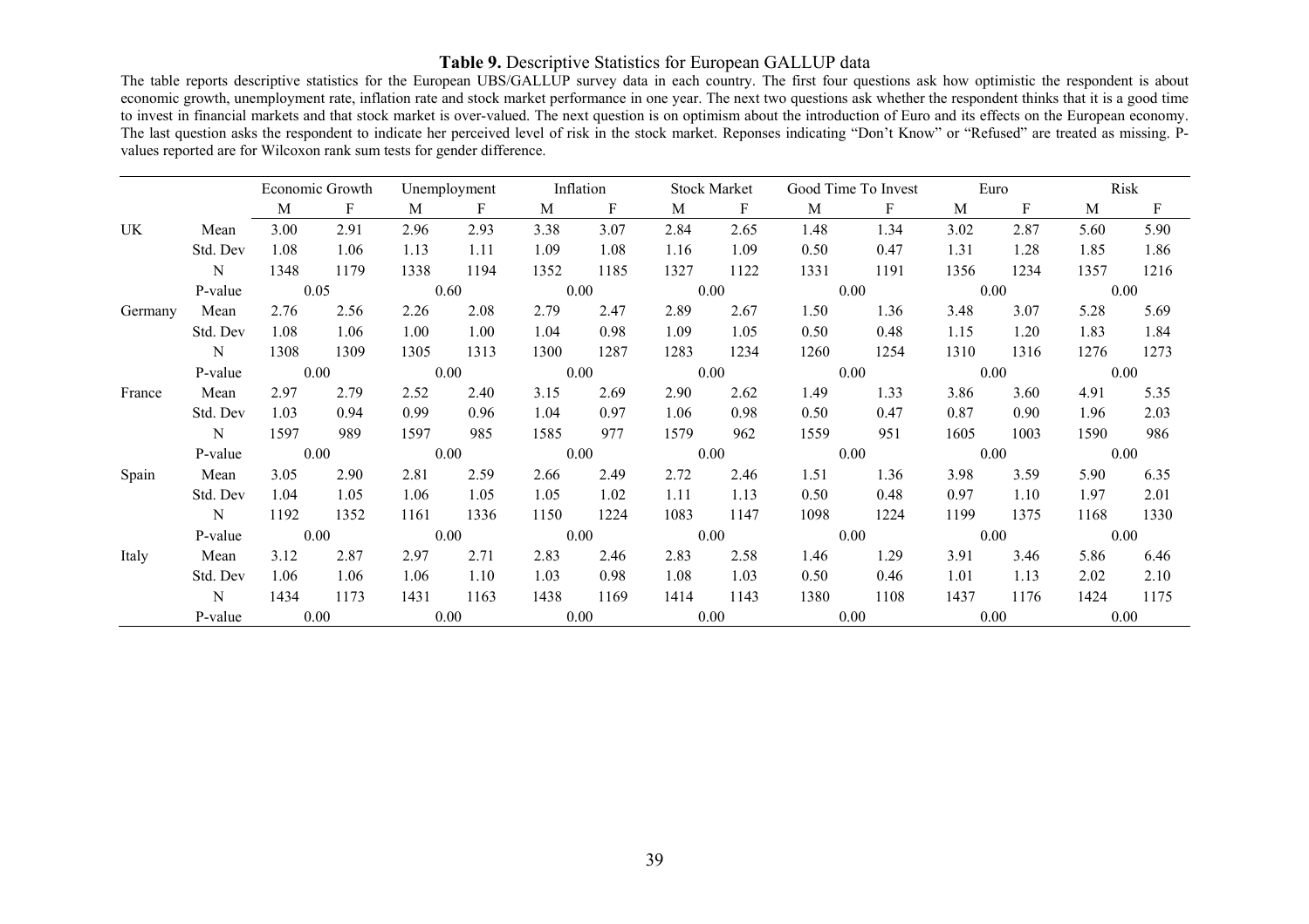**Table 9.** Descriptive Statistics for European GALLUP data

The table reports descriptive statistics for the European UBS/GALLUP survey data in each country. The first four questions ask how optimistic the respondent is about economic growth, unemployment rate, inflation rate and stock market performance in one year. The next two questions ask whether the respondent thinks that it is a good time to invest in financial markets and that stock market is over-valued. The next question is on optimism about the introduction of Euro and its effects on the European economy. The last question asks the respondent to indicate her perceived level of risk in the stock market. Reponses indicating "Don't Know" or "Refused" are treated as missing. P-values reported are for Wilcoxon rank sum tests for gender difference.

| | | Economic Growth | | Unemployment | | Inflation | | Stock Market | | Good Time To Invest | | Euro | | Risk | |
|---|---|---|---|---|---|---|---|---|---|---|---|---|---|---|---|
| | | M | F | M | F | M | F | M | F | M | F | M | F | M | F |
| UK | Mean | 3.00 | 2.91 | 2.96 | 2.93 | 3.38 | 3.07 | 2.84 | 2.65 | 1.48 | 1.34 | 3.02 | 2.87 | 5.60 | 5.90 |
| | Std. Dev | 1.08 | 1.06 | 1.13 | 1.11 | 1.09 | 1.08 | 1.16 | 1.09 | 0.50 | 0.47 | 1.31 | 1.28 | 1.85 | 1.86 |
| | N | 1348 | 1179 | 1338 | 1194 | 1352 | 1185 | 1327 | 1122 | 1331 | 1191 | 1356 | 1234 | 1357 | 1216 |
| | P-value | 0.05 | | 0.60 | | 0.00 | | 0.00 | | 0.00 | | 0.00 | | 0.00 | |
| Germany | Mean | 2.76 | 2.56 | 2.26 | 2.08 | 2.79 | 2.47 | 2.89 | 2.67 | 1.50 | 1.36 | 3.48 | 3.07 | 5.28 | 5.69 |
| | Std. Dev | 1.08 | 1.06 | 1.00 | 1.00 | 1.04 | 0.98 | 1.09 | 1.05 | 0.50 | 0.48 | 1.15 | 1.20 | 1.83 | 1.84 |
| | N | 1308 | 1309 | 1305 | 1313 | 1300 | 1287 | 1283 | 1234 | 1260 | 1254 | 1310 | 1316 | 1276 | 1273 |
| | P-value | 0.00 | | 0.00 | | 0.00 | | 0.00 | | 0.00 | | 0.00 | | 0.00 | |
| France | Mean | 2.97 | 2.79 | 2.52 | 2.40 | 3.15 | 2.69 | 2.90 | 2.62 | 1.49 | 1.33 | 3.86 | 3.60 | 4.91 | 5.35 |
| | Std. Dev | 1.03 | 0.94 | 0.99 | 0.96 | 1.04 | 0.97 | 1.06 | 0.98 | 0.50 | 0.47 | 0.87 | 0.90 | 1.96 | 2.03 |
| | N | 1597 | 989 | 1597 | 985 | 1585 | 977 | 1579 | 962 | 1559 | 951 | 1605 | 1003 | 1590 | 986 |
| | P-value | 0.00 | | 0.00 | | 0.00 | | 0.00 | | 0.00 | | 0.00 | | 0.00 | |
| Spain | Mean | 3.05 | 2.90 | 2.81 | 2.59 | 2.66 | 2.49 | 2.72 | 2.46 | 1.51 | 1.36 | 3.98 | 3.59 | 5.90 | 6.35 |
| | Std. Dev | 1.04 | 1.05 | 1.06 | 1.05 | 1.05 | 1.02 | 1.11 | 1.13 | 0.50 | 0.48 | 0.97 | 1.10 | 1.97 | 2.01 |
| | N | 1192 | 1352 | 1161 | 1336 | 1150 | 1224 | 1083 | 1147 | 1098 | 1224 | 1199 | 1375 | 1168 | 1330 |
| | P-value | 0.00 | | 0.00 | | 0.00 | | 0.00 | | 0.00 | | 0.00 | | 0.00 | |
| Italy | Mean | 3.12 | 2.87 | 2.97 | 2.71 | 2.83 | 2.46 | 2.83 | 2.58 | 1.46 | 1.29 | 3.91 | 3.46 | 5.86 | 6.46 |
| | Std. Dev | 1.06 | 1.06 | 1.06 | 1.10 | 1.03 | 0.98 | 1.08 | 1.03 | 0.50 | 0.46 | 1.01 | 1.13 | 2.02 | 2.10 |
| | N | 1434 | 1173 | 1431 | 1163 | 1438 | 1169 | 1414 | 1143 | 1380 | 1108 | 1437 | 1176 | 1424 | 1175 |
| | P-value | 0.00 | | 0.00 | | 0.00 | | 0.00 | | 0.00 | | 0.00 | | 0.00 | |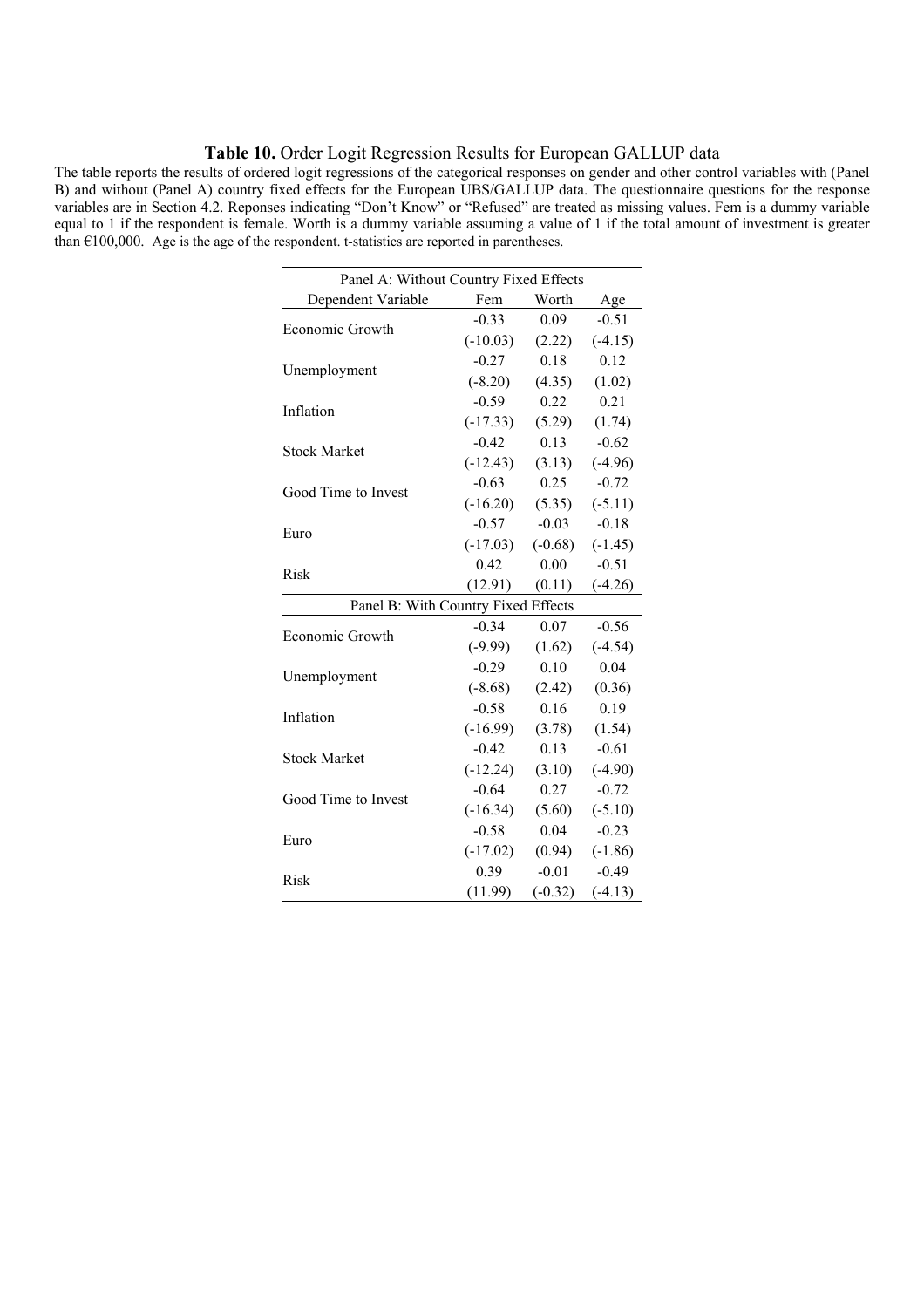**Table 10.** Order Logit Regression Results for European GALLUP data

The table reports the results of ordered logit regressions of the categorical responses on gender and other control variables with (Panel B) and without (Panel A) country fixed effects for the European UBS/GALLUP data. The questionnaire questions for the response variables are in Section 4.2. Reponses indicating "Don't Know" or "Refused" are treated as missing values. Fem is a dummy variable equal to 1 if the respondent is female. Worth is a dummy variable assuming a value of 1 if the total amount of investment is greater than €100,000. Age is the age of the respondent. t-statistics are reported in parentheses.

| Panel A: Without Country Fixed Effects | | | |
|---|---|---|---|
| Dependent Variable | Fem | Worth | Age |
| Economic Growth | -0.33 | 0.09 | -0.51 |
| | (-10.03) | (2.22) | (-4.15) |
| Unemployment | -0.27 | 0.18 | 0.12 |
| | (-8.20) | (4.35) | (1.02) |
| Inflation | -0.59 | 0.22 | 0.21 |
| | (-17.33) | (5.29) | (1.74) |
| Stock Market | -0.42 | 0.13 | -0.62 |
| | (-12.43) | (3.13) | (-4.96) |
| Good Time to Invest | -0.63 | 0.25 | -0.72 |
| | (-16.20) | (5.35) | (-5.11) |
| Euro | -0.57 | -0.03 | -0.18 |
| | (-17.03) | (-0.68) | (-1.45) |
| Risk | 0.42 | 0.00 | -0.51 |
| | (12.91) | (0.11) | (-4.26) |
| **Panel B: With Country Fixed Effects** | | | |
| Economic Growth | -0.34 | 0.07 | -0.56 |
| | (-9.99) | (1.62) | (-4.54) |
| Unemployment | -0.29 | 0.10 | 0.04 |
| | (-8.68) | (2.42) | (0.36) |
| Inflation | -0.58 | 0.16 | 0.19 |
| | (-16.99) | (3.78) | (1.54) |
| Stock Market | -0.42 | 0.13 | -0.61 |
| | (-12.24) | (3.10) | (-4.90) |
| Good Time to Invest | -0.64 | 0.27 | -0.72 |
| | (-16.34) | (5.60) | (-5.10) |
| Euro | -0.58 | 0.04 | -0.23 |
| | (-17.02) | (0.94) | (-1.86) |
| Risk | 0.39 | -0.01 | -0.49 |
| | (11.99) | (-0.32) | (-4.13) |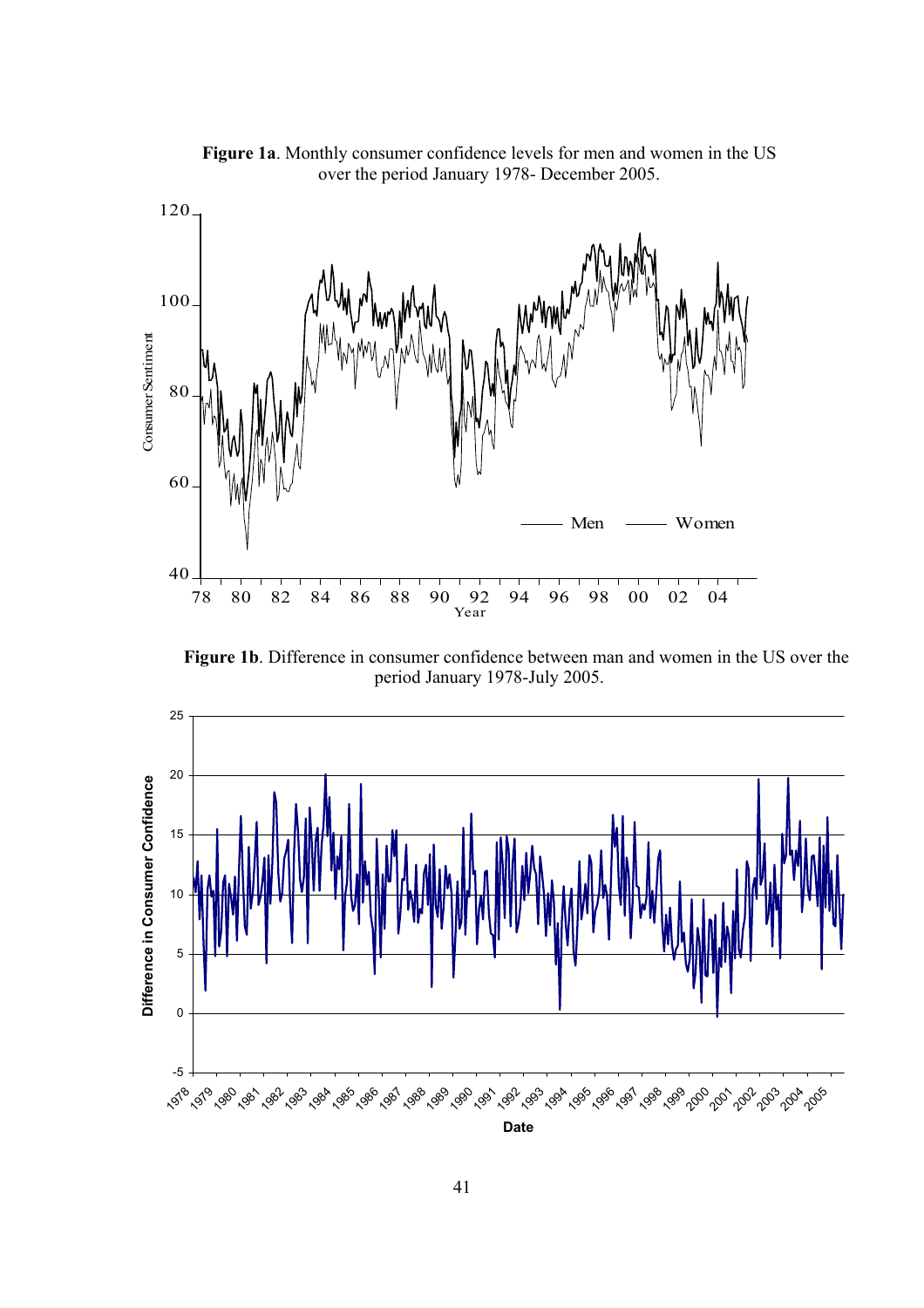**Figure 1a**. Monthly consumer confidence levels for men and women in the US over the period January 1978- December 2005.

Consumer Sentiment

120
100
80
60
40

78 80 82 84 86 88 90 92 94 96 98 00 02 04

Year

Men
Women

**Figure 1b**. Difference in consumer confidence between man and women in the US over the period January 1978-July 2005.

Difference in Consumer Confidence

25
20
15
10
5
0
-5

1978 1979 1980 1981 1982 1983 1984 1985 1986 1987 1988 1989 1990 1991 1992 1993 1994 1995 1996 1997 1998 1999 2000 2001 2002 2003 2004 2005

Date